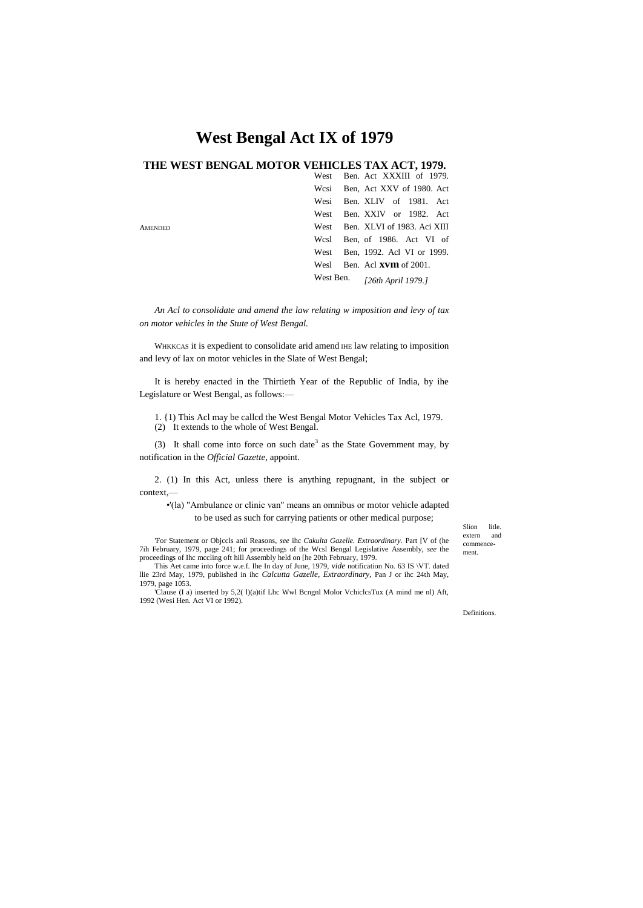# West Bengal Act IX of 1979

## THE WEST BENGAL MOTOR VEHICLES TAX ACT, 1979.

AMENDED

West Ben. Act XXXIII of 1979.
Wcsi Ben, Act XXV of 1980. Act
Wesi Ben. XLIV of 1981. Act
West Ben. XXIV or 1982. Act
West Ben. XLVI of 1983. Aci XIII
Wcsl Ben, of 1986. Act VI of
West Ben, 1992. Acl VI or 1999.
Wesl Ben. Acl **xvm** of 2001.
West Ben.

*[26th April 1979.]*

*An Acl to consolidate and amend the law relating w imposition and levy of tax on motor vehicles in the Stute of West Bengal.*

WHKKCAS it is expedient to consolidate arid amend IHE law relating to imposition and levy of lax on motor vehicles in the Slate of West Bengal;

It is hereby enacted in the Thirtieth Year of the Republic of India, by ihe Legislature or West Bengal, as follows:—

Slion litle. extern and commencement.

1. {1) This Acl may be callcd the West Bengal Motor Vehicles Tax Acl, 1979.

(2) It extends to the whole of West Bengal.

(3) It shall come into force on such date[3] as the State Government may, by notification in the *Official Gazette,* appoint.

Definitions.

2. (1) In this Act, unless there is anything repugnant, in the subject or context,—

•'(la) "Ambulance or clinic van" means an omnibus or motor vehicle adapted to be used as such for carrying patients or other medical purpose;

'For Statement or Objccls anil Reasons, *see* ihc *Cakulta Gazelle. Extraordinary.* Part [V of (he 7ih February, 1979, page 241; for proceedings of the Wcsl Bengal Legislative Assembly, *see* the proceedings of Ihc mccling oft hill Assembly held on [he 20th February, 1979.

This Aet came into force w.e.f. Ihe In day of June, 1979, *vide* notification No. 63 IS \VT. dated llie 23rd May, 1979, published in ihc *Calcutta Gazelle, Extraordinary,* Pan J or ihc 24th May, 1979, page 1053.

'Clause (I a) inserted by 5,2( l)(a)tif Lhc Wwl Bcngnl Molor VchiclcsTux (A mind me nl) Aft, 1992 (Wesi Hen. Act VI or 1992).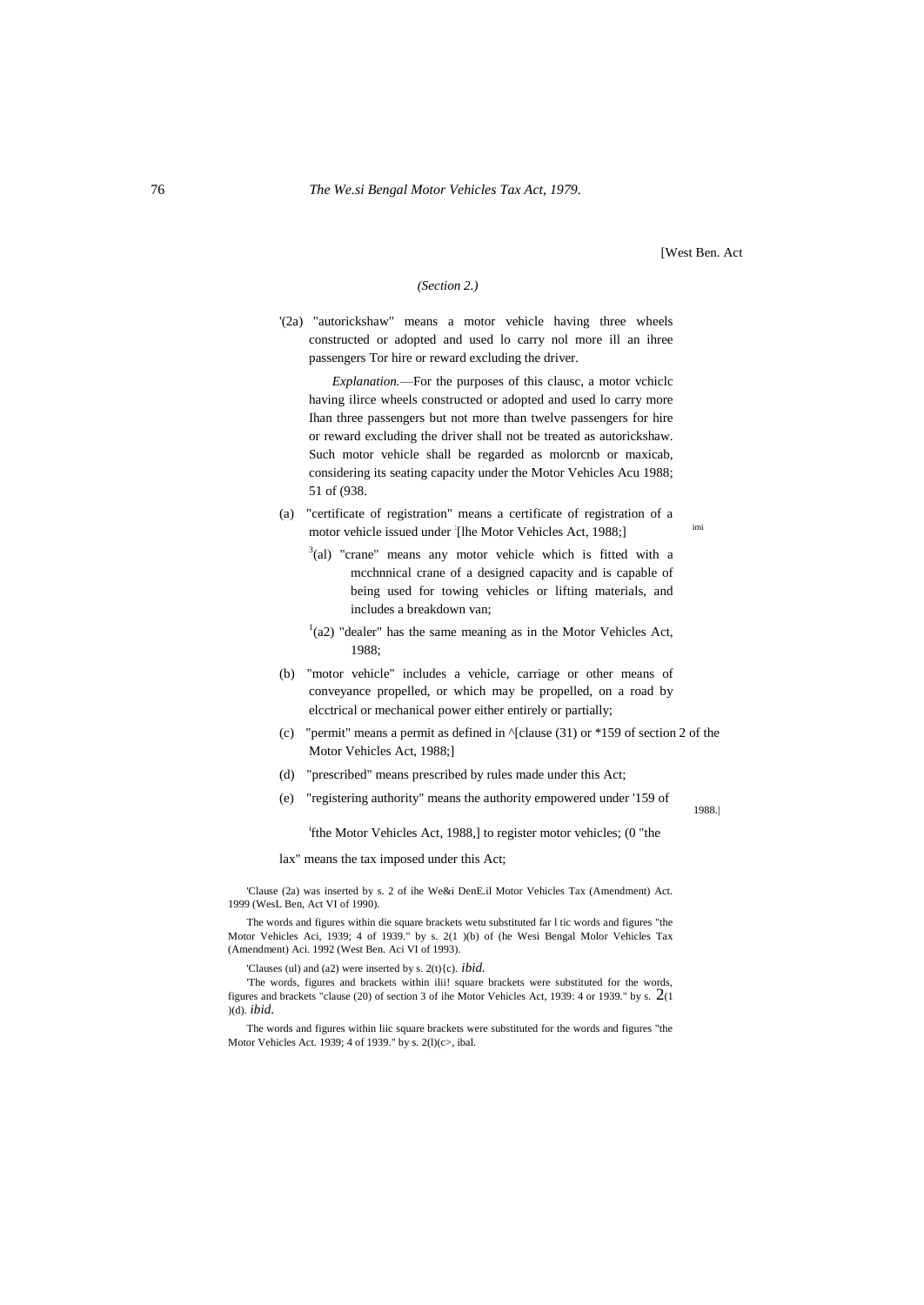[West Ben. Act

*(Section 2.)*

'(2a) "autorickshaw" means a motor vehicle having three wheels constructed or adopted and used lo carry nol more ill an ihree passengers Tor hire or reward excluding the driver.

*Explanation.*—For the purposes of this clausc, a motor vchiclc having ilirce wheels constructed or adopted and used lo carry more Ihan three passengers but not more than twelve passengers for hire or reward excluding the driver shall not be treated as autorickshaw. Such motor vehicle shall be regarded as molorcnb or maxicab, considering its seating capacity under the Motor Vehicles Acu 1988; 51 of (938.

(a) "certificate of registration" means a certificate of registration of a motor vehicle issued under [lhe Motor Vehicles Act, 1988;] imi

[3](al) "crane" means any motor vehicle which is fitted with a mcchnnical crane of a designed capacity and is capable of being used for towing vehicles or lifting materials, and includes a breakdown van;

[1](a2) "dealer" has the same meaning as in the Motor Vehicles Act, 1988;

(b) "motor vehicle" includes a vehicle, carriage or other means of conveyance propelled, or which may be propelled, on a road by elcctrical or mechanical power either entirely or partially;

(c) "permit" means a permit as defined in ^[clause (31) or *159 of section 2 of the Motor Vehicles Act, 1988;]

(d) "prescribed" means prescribed by rules made under this Act;

(e) "registering authority" means the authority empowered under '159 of 1988.|

[i]fthe Motor Vehicles Act, 1988,] to register motor vehicles; (0 "the

lax" means the tax imposed under this Act;

---

'Clause (2a) was inserted by s. 2 of ihe We&i DenE.il Motor Vehicles Tax (Amendment) Act. 1999 (WesL Ben, Act VI of 1990).

The words and figures within die square brackets wetu substituted far l tic words and figures "the Motor Vehicles Aci, 1939; 4 of 1939." by s. 2(1 )(b) of (he Wesi Bengal Molor Vehicles Tax (Amendment) Aci. 1992 (West Ben. Aci VI of 1993).

'Clauses (ul) and (a2) were inserted by s. 2(t){c). *ibid.*

'The words, figures and brackets within ilii! square brackets were substituted for the words, figures and brackets "clause (20) of section 3 of ihe Motor Vehicles Act, 1939: 4 or 1939." by s. 2(1 )(d). *ibid.*

The words and figures within liic square brackets were substituted for the words and figures "the Motor Vehicles Act. 1939; 4 of 1939." by s. 2(l)(c>, ibal.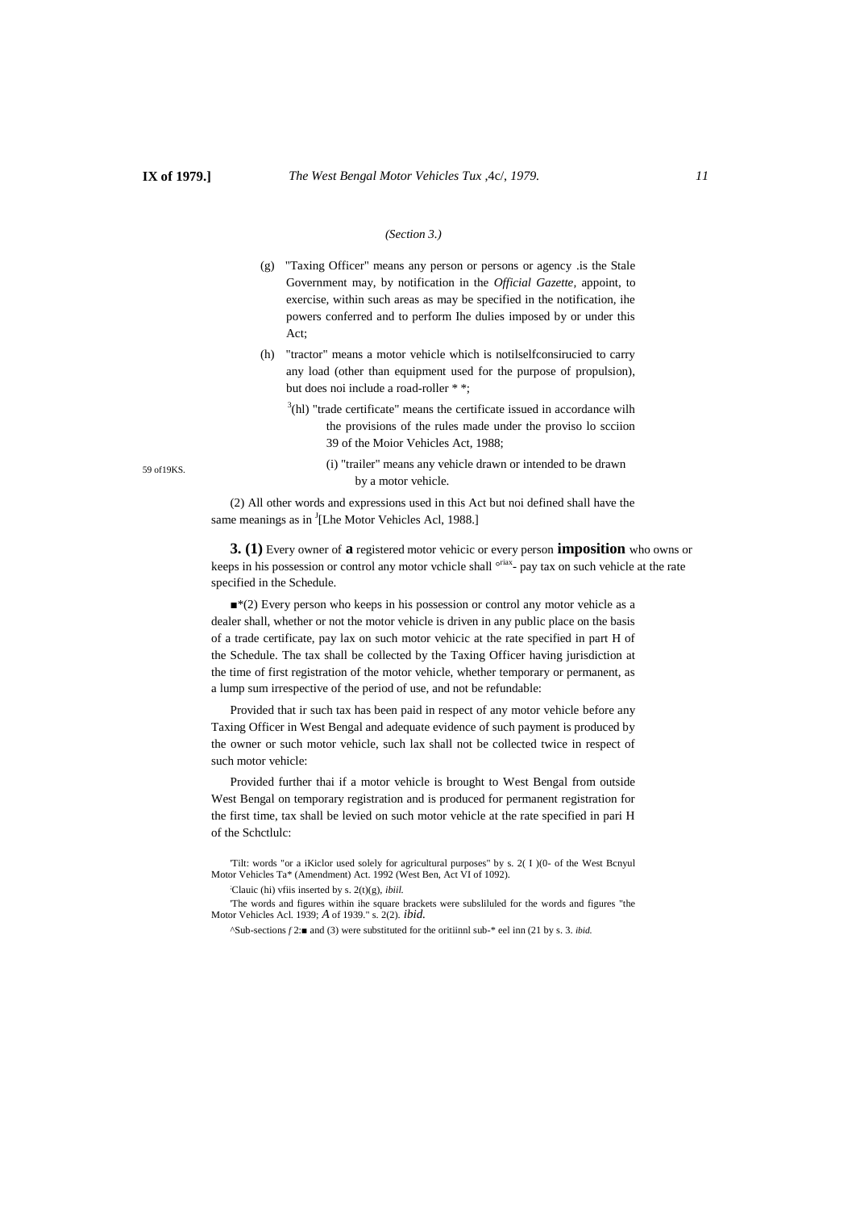*(Section 3.)*

(g) "Taxing Officer" means any person or persons or agency .is the Stale Government may, by notification in the *Official Gazette,* appoint, to exercise, within such areas as may be specified in the notification, ihe powers conferred and to perform Ihe dulies imposed by or under this Act;

(h) "tractor" means a motor vehicle which is notilselfconsirucied to carry any load (other than equipment used for the purpose of propulsion), but does noi include a road-roller * *;

[3](hl) "trade certificate" means the certificate issued in accordance wilh the provisions of the rules made under the proviso lo scciion 39 of the Moior Vehicles Act, 1988;

59 of19KS.

(i) "trailer" means any vehicle drawn or intended to be drawn by a motor vehicle.

(2) All other words and expressions used in this Act but noi defined shall have the same meanings as in [J][Lhe Motor Vehicles Acl, 1988.]

**3. (1)** Every owner of **a** registered motor vehicic or every person **imposition** who owns or keeps in his possession or control any motor vchicle shall [oriax]- pay tax on such vehicle at the rate specified in the Schedule.

■*(2) Every person who keeps in his possession or control any motor vehicle as a dealer shall, whether or not the motor vehicle is driven in any public place on the basis of a trade certificate, pay lax on such motor vehicic at the rate specified in part H of the Schedule. The tax shall be collected by the Taxing Officer having jurisdiction at the time of first registration of the motor vehicle, whether temporary or permanent, as a lump sum irrespective of the period of use, and not be refundable:

Provided that ir such tax has been paid in respect of any motor vehicle before any Taxing Officer in West Bengal and adequate evidence of such payment is produced by the owner or such motor vehicle, such lax shall not be collected twice in respect of such motor vehicle:

Provided further thai if a motor vehicle is brought to West Bengal from outside West Bengal on temporary registration and is produced for permanent registration for the first time, tax shall be levied on such motor vehicle at the rate specified in pari H of the Schctlulc:

'Tilt: words "or a iKiclor used solely for agricultural purposes" by s. 2( I )(0- of the West Bcnyul Motor Vehicles Ta* (Amendment) Act. 1992 (West Ben, Act VI of 1092).

:Clauic (hi) vfiis inserted by s. 2(t)(g), *ibiil.*

'The words and figures within ihe square brackets were subsliluled for the words and figures "the Motor Vehicles Acl. 1939; *A* of 1939." s. 2(2). *ibid.*

^Sub-sections *f* 2:■ and (3) were substituted for the oritiinnl sub-* eel inn (21 by s. 3. *ibid.*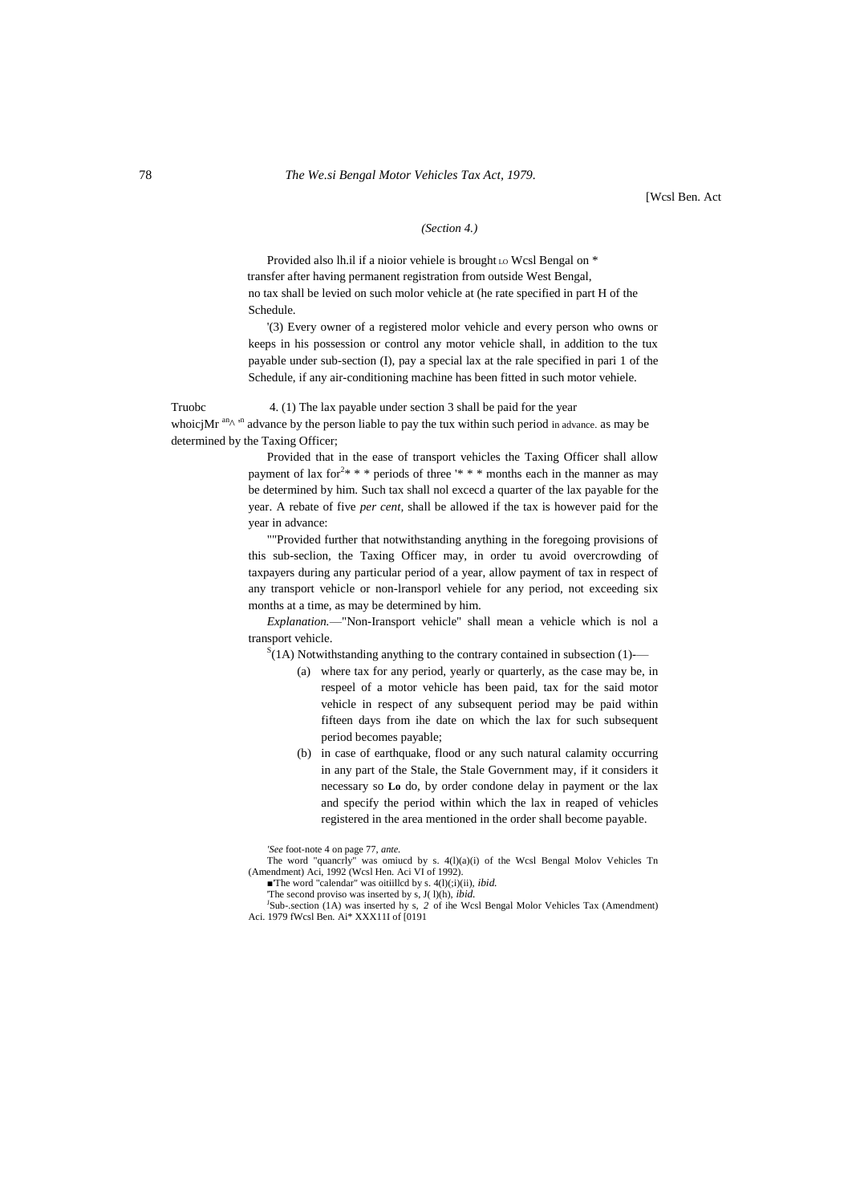[Wcsl Ben. Act

*(Section 4.)*

Provided also lh.il if a nioior vehiele is brought LO Wcsl Bengal on * transfer after having permanent registration from outside West Bengal, no tax shall be levied on such molor vehicle at (he rate specified in part H of the Schedule.

'(3) Every owner of a registered molor vehicle and every person who owns or keeps in his possession or control any motor vehicle shall, in addition to the tux payable under sub-section (I), pay a special lax at the rale specified in pari 1 of the Schedule, if any air-conditioning machine has been fitted in such motor vehiele.

Truobc whoicjMr an/\ 'n in advance.

4. (1) The lax payable under section 3 shall be paid for the year advance by the person liable to pay the tux within such period as may be determined by the Taxing Officer;

Provided that in the ease of transport vehicles the Taxing Officer shall allow payment of lax for[2]* * * periods of three '* * * months each in the manner as may be determined by him. Such tax shall nol excecd a quarter of the lax payable for the year. A rebate of five *per cent,* shall be allowed if the tax is however paid for the year in advance:

""Provided further that notwithstanding anything in the foregoing provisions of this sub-seclion, the Taxing Officer may, in order tu avoid overcrowding of taxpayers during any particular period of a year, allow payment of tax in respect of any transport vehicle or non-lransporl vehiele for any period, not exceeding six months at a time, as may be determined by him.

*Explanation.*—"Non-Iransport vehicle" shall mean a vehicle which is nol a transport vehicle.

[S](1A) Notwithstanding anything to the contrary contained in subsection (1)—

(a) where tax for any period, yearly or quarterly, as the case may be, in respeel of a motor vehicle has been paid, tax for the said motor vehicle in respect of any subsequent period may be paid within fifteen days from ihe date on which the lax for such subsequent period becomes payable;

(b) in case of earthquake, flood or any such natural calamity occurring in any part of the Stale, the Stale Government may, if it considers it necessary so **Lo** do, by order condone delay in payment or the lax and specify the period within which the lax in reaped of vehicles registered in the area mentioned in the order shall become payable.

---

*'See* foot-note 4 on page 77, *ante.*

The word "quancrly" was omiucd by s. 4(l)(a)(i) of the Wcsl Bengal Molov Vehicles Tn (Amendment) Aci, 1992 (Wcsl Hen. Aci VI of 1992).

■'The word "calendar" was oitiillcd by s. 4(l)(;i)(ii), *ibid.*

'The second proviso was inserted by s, J( l)(h), *ibid.*

[J]Sub-.section (1A) was inserted hy s, *2* of ihe Wcsl Bengal Molor Vehicles Tax (Amendment) Aci. 1979 fWcsl Ben. Ai* XXX11I of [0191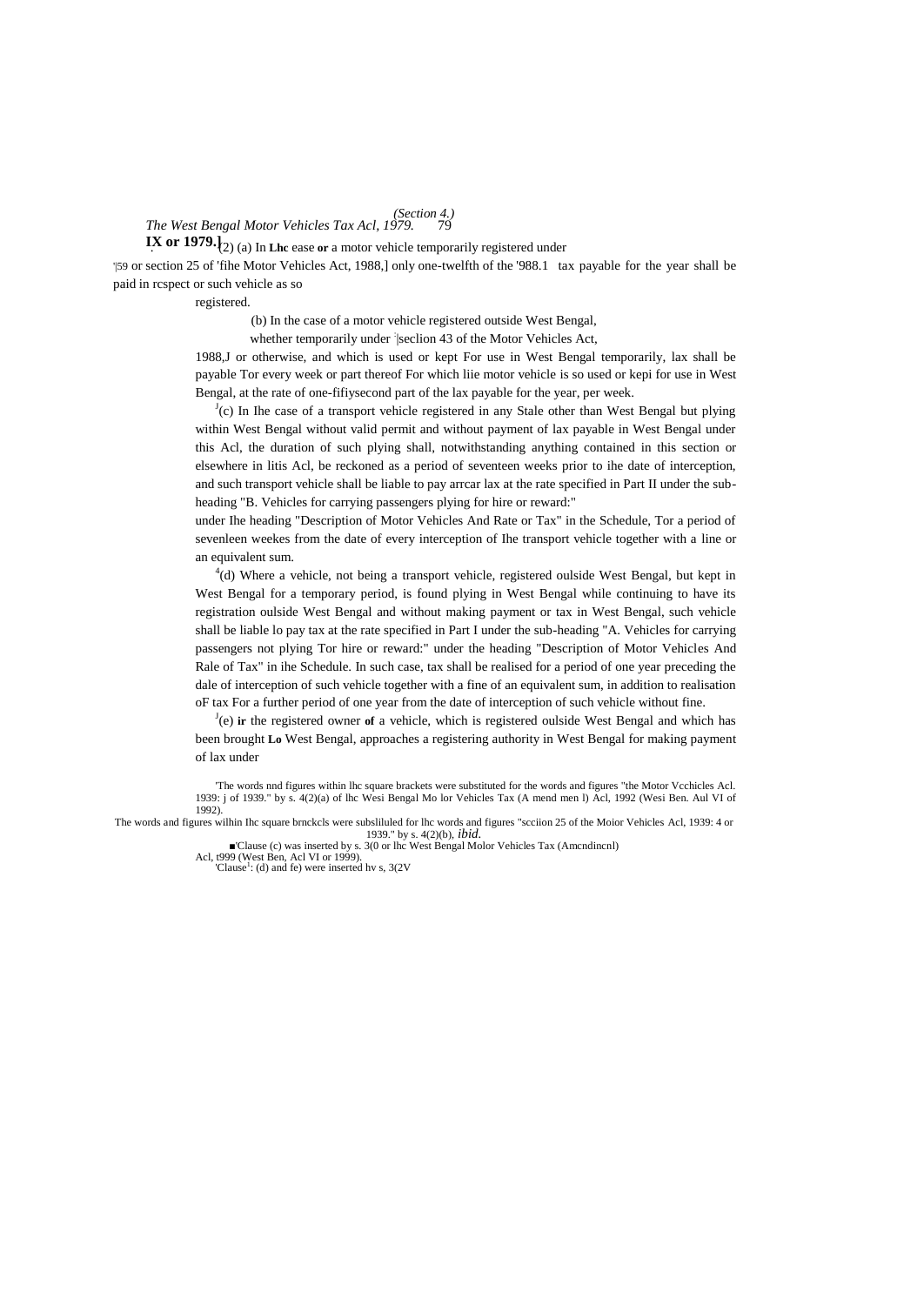(Section 4.)

(2) (a) In Lhc ease or a motor vehicle temporarily registered under [1][section 25 of the Motor Vehicles Act, 1988,] only one-twelfth of the tax payable for the year shall be paid in rcspect or such vehicle as so registered.

(b) In the case of a motor vehicle registered outside West Bengal, whether temporarily under [2][seclion 43 of the Motor Vehicles Act, 1988,] or otherwise, and which is used or kept For use in West Bengal temporarily, lax shall be payable Tor every week or part thereof For which liie motor vehicle is so used or kepi for use in West Bengal, at the rate of one-fifiysecond part of the lax payable for the year, per week.

[3](c) In Ihe case of a transport vehicle registered in any Stale other than West Bengal but plying within West Bengal without valid permit and without payment of lax payable in West Bengal under this Acl, the duration of such plying shall, notwithstanding anything contained in this section or elsewhere in litis Acl, be reckoned as a period of seventeen weeks prior to ihe date of interception, and such transport vehicle shall be liable to pay arrcar lax at the rate specified in Part II under the sub-heading "B. Vehicles for carrying passengers plying for hire or reward:" under Ihe heading "Description of Motor Vehicles And Rate or Tax" in the Schedule, Tor a period of sevenleen weekes from the date of every interception of Ihe transport vehicle together with a line or an equivalent sum.

[4](d) Where a vehicle, not being a transport vehicle, registered oulside West Bengal, but kept in West Bengal for a temporary period, is found plying in West Bengal while continuing to have its registration oulside West Bengal and without making payment or tax in West Bengal, such vehicle shall be liable lo pay tax at the rate specified in Part I under the sub-heading "A. Vehicles for carrying passengers not plying Tor hire or reward:" under the heading "Description of Motor Vehicles And Rale of Tax" in ihe Schedule. In such case, tax shall be realised for a period of one year preceding the dale of interception of such vehicle together with a fine of an equivalent sum, in addition to realisation oF tax For a further period of one year from the date of interception of such vehicle without fine.

[4](e) ir the registered owner of a vehicle, which is registered oulside West Bengal and which has been brought Lo West Bengal, approaches a registering authority in West Bengal for making payment of lax under

---

[1] The words nnd figures within lhc square brackets were substituted for the words and figures "the Motor Vcchicles Acl. 1939: j of 1939." by s. 4(2)(a) of lhc Wesi Bengal Mo lor Vehicles Tax (A mend men l) Acl, 1992 (Wesi Ben. Aul VI of 1992).

[2] The words and figures wilhin Ihc square brnckcls were subsliluled for lhc words and figures "scciion 25 of the Moior Vehicles Acl, 1939: 4 or 1939." by s. 4(2)(b), *ibid.*

[3] Clause (c) was inserted by s. 3(0 or lhc West Bengal Molor Vehicles Tax (Amcndincnl) Acl, t999 (West Ben, Acl VI or 1999).

[4] Clause: (d) and fe) were inserted hv s, 3(2V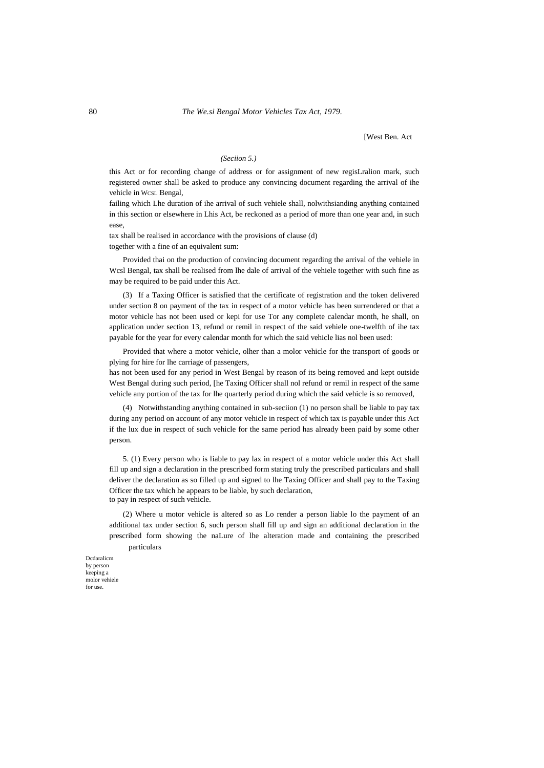[West Ben. Act

*(Seciion 5.)*

this Act or for recording change of address or for assignment of new regisLralion mark, such registered owner shall be asked to produce any convincing document regarding the arrival of ihe vehicle in WCSL Bengal,

failing which Lhe duration of ihe arrival of such vehiele shall, nolwithsianding anything contained in this section or elsewhere in Lhis Act, be reckoned as a period of more than one year and, in such ease,

tax shall be realised in accordance with the provisions of clause (d)

together with a fine of an equivalent sum:

Provided thai on the production of convincing document regarding the arrival of the vehiele in Wcsl Bengal, tax shall be realised from lhe dale of arrival of the vehiele together with such fine as may be required to be paid under this Act.

(3) If a Taxing Officer is satisfied that the certificate of registration and the token delivered under section 8 on payment of the tax in respect of a motor vehicle has been surrendered or that a motor vehicle has not been used or kepi for use Tor any complete calendar month, he shall, on application under section 13, refund or remil in respect of the said vehiele one-twelfth of ihe tax payable for the year for every calendar month for which the said vehicle lias nol been used:

Provided that where a motor vehicle, olher than a molor vehicle for the transport of goods or plying for hire for lhe carriage of passengers,

has not been used for any period in West Bengal by reason of its being removed and kept outside West Bengal during such period, [he Taxing Officer shall nol refund or remil in respect of the same vehicle any portion of the tax for lhe quarterly period during which the said vehicle is so removed,

(4) Notwithstanding anything contained in sub-seciion (1) no person shall be liable to pay tax during any period on account of any motor vehicle in respect of which tax is payable under this Act if the lux due in respect of such vehicle for the same period has already been paid by some other person.

Dcdaralicm by person keeping a molor vehiele for use.

5. (1) Every person who is liable to pay lax in respect of a motor vehicle under this Act shall fill up and sign a declaration in the prescribed form stating truly the prescribed particulars and shall deliver the declaration as so filled up and signed to lhe Taxing Officer and shall pay to the Taxing Officer the tax which he appears to be liable, by such declaration,
to pay in respect of such vehicle.

(2) Where u motor vehicle is altered so as Lo render a person liable lo the payment of an additional tax under section 6, such person shall fill up and sign an additional declaration in the prescribed form showing the naLure of lhe alteration made and containing the prescribed particulars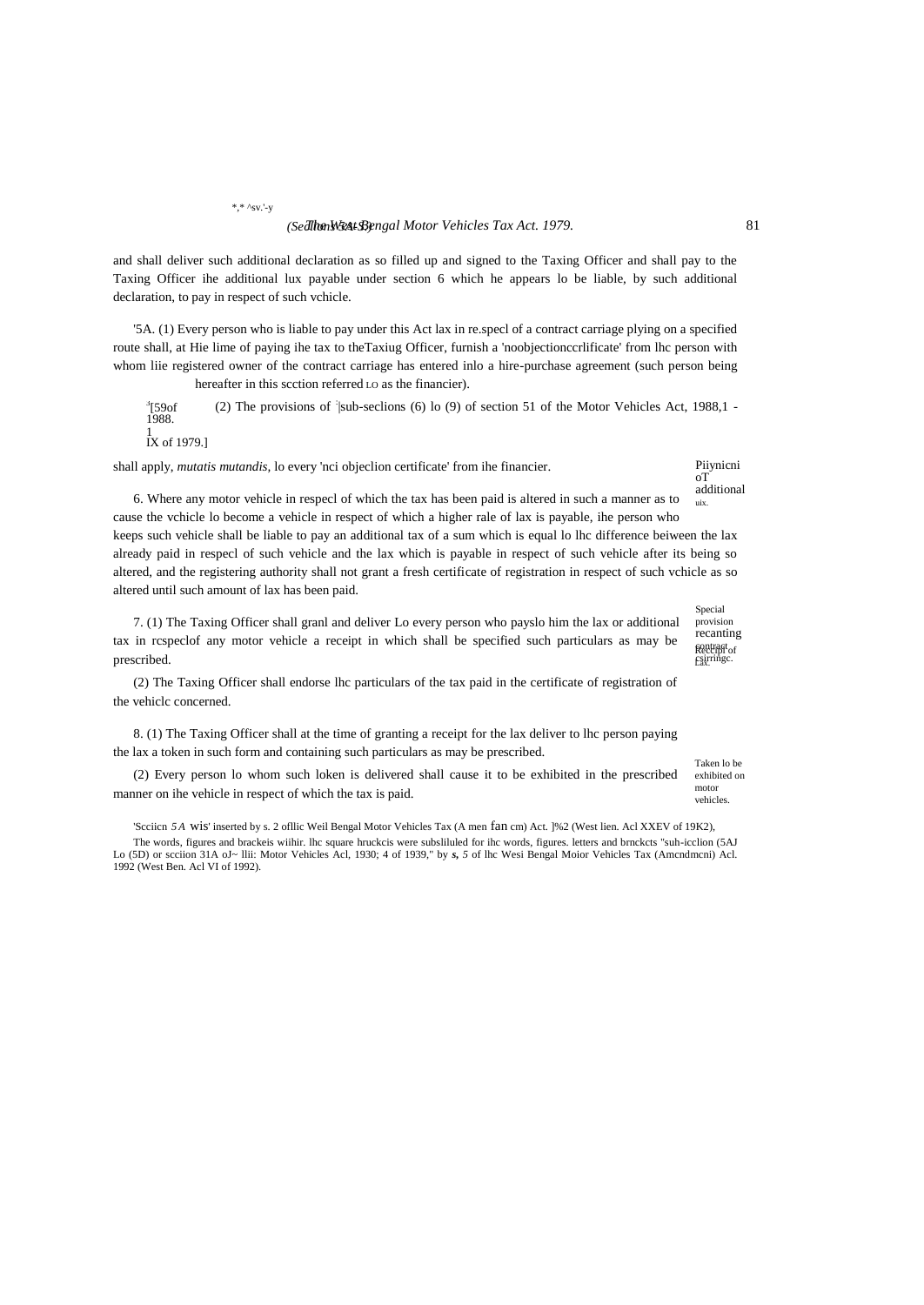and shall deliver such additional declaration as so filled up and signed to the Taxing Officer and shall pay to the Taxing Officer ihe additional lux payable under section 6 which he appears lo be liable, by such additional declaration, to pay in respect of such vchicle.

'5A. (1) Every person who is liable to pay under this Act lax in re.specl of a contract carriage plying on a specified route shall, at Hie lime of paying ihe tax to theTaxiug Officer, furnish a 'noobjectionccrlificate' from lhc person with whom liie registered owner of the contract carriage has entered inlo a hire-purchase agreement (such person being hereafter in this scction referred LO as the financier).

[4][59of 1988. 1 IX of 1979.]

(2) The provisions of [2]|sub-seclions (6) lo (9) of section 51 of the Motor Vehicles Act, 1988,1 - shall apply, *mutatis mutandis,* lo every 'nci objeclion certificate' from ihe financier.

Piiynicni oT additional uix.

6. Where any motor vehicle in respecl of which the tax has been paid is altered in such a manner as to cause the vchicle lo become a vehicle in respect of which a higher rale of lax is payable, ihe person who keeps such vehicle shall be liable to pay an additional tax of a sum which is equal lo lhc difference beiween the lax already paid in respecl of such vehicle and the lax which is payable in respect of such vehicle after its being so altered, and the registering authority shall not grant a fresh certificate of registration in respect of such vchicle as so altered until such amount of lax has been paid.

Special provision recanting contract csirringc. Rcccipi of Lax.

7. (1) The Taxing Officer shall granl and deliver Lo every person who payslo him the lax or additional tax in rcspeclof any motor vehicle a receipt in which shall be specified such particulars as may be prescribed.

(2) The Taxing Officer shall endorse lhc particulars of the tax paid in the certificate of registration of the vehiclc concerned.

8. (1) The Taxing Officer shall at the time of granting a receipt for the lax deliver to lhc person paying the lax a token in such form and containing such particulars as may be prescribed.

Taken lo be exhibited on motor vehicles.

(2) Every person lo whom such loken is delivered shall cause it to be exhibited in the prescribed manner on ihe vehicle in respect of which the tax is paid.

'Scciicn *5A* wis' inserted by s. 2 ofllic Weil Bengal Motor Vehicles Tax (A men fan cm) Act. ]%2 (West lien. Acl XXEV of 19K2),

The words, figures and brackeis wiihir. lhc square hruckcis were subsliluled for ihc words, figures. letters and brnckcts "suh-icclion (5AJ Lo (5D) or scciion 31A oJ~ llii: Motor Vehicles Acl, 1930; 4 of 1939," by *s, 5* of lhc Wesi Bengal Moior Vehicles Tax (Amcndmcni) Acl. 1992 (West Ben. Acl VI of 1992).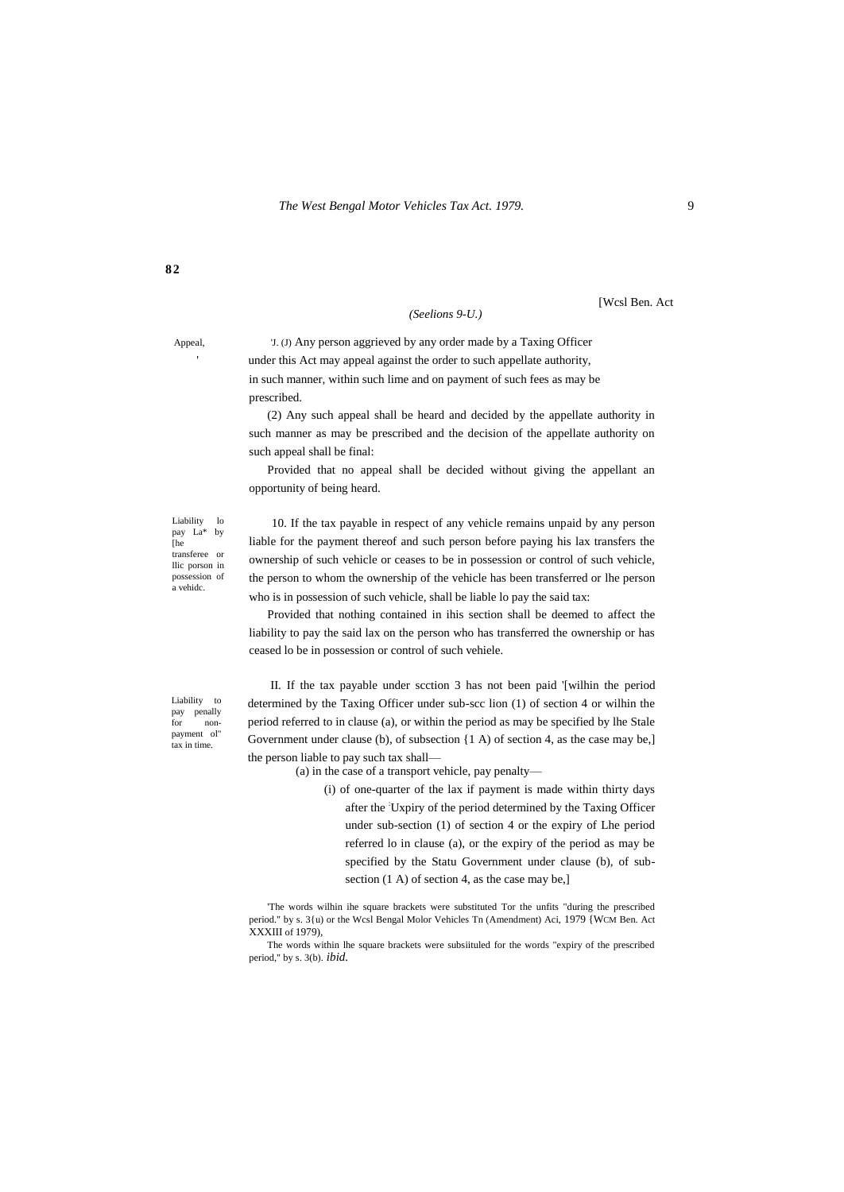(*Seelions 9-U.*)

Appeal,

'J. (J) Any person aggrieved by any order made by a Taxing Officer under this Act may appeal against the order to such appellate authority, in such manner, within such lime and on payment of such fees as may be prescribed.

(2) Any such appeal shall be heard and decided by the appellate authority in such manner as may be prescribed and the decision of the appellate authority on such appeal shall be final:

Provided that no appeal shall be decided without giving the appellant an opportunity of being heard.

Liability lo pay La* by [he transferee or llic porson in possession of a vehidc.

10. If the tax payable in respect of any vehicle remains unpaid by any person liable for the payment thereof and such person before paying his lax transfers the ownership of such vehicle or ceases to be in possession or control of such vehicle, the person to whom the ownership of the vehicle has been transferred or lhe person who is in possession of such vehicle, shall be liable lo pay the said tax:

Provided that nothing contained in ihis section shall be deemed to affect the liability to pay the said lax on the person who has transferred the ownership or has ceased lo be in possession or control of such vehiele.

Liability to pay penally for non-payment ol" tax in time.

II. If the tax payable under scction 3 has not been paid '[wilhin the period determined by the Taxing Officer under sub-scc lion (1) of section 4 or wilhin the period referred to in clause (a), or within the period as may be specified by lhe Stale Government under clause (b), of subsection {1 A) of section 4, as the case may be,] the person liable to pay such tax shall—

(a) in the case of a transport vehicle, pay penalty—

(i) of one-quarter of the lax if payment is made within thirty days after the Uxpiry of the period determined by the Taxing Officer under sub-section (1) of section 4 or the expiry of Lhe period referred lo in clause (a), or the expiry of the period as may be specified by the Statu Government under clause (b), of sub-section (1 A) of section 4, as the case may be,]

'The words wilhin ihe square brackets were substituted Tor the unfits "during the prescribed period." by s. 3{u) or the Wcsl Bengal Molor Vehicles Tn (Amendment) Aci, 1979 {WCM Ben. Act XXXIII of 1979),

The words within lhe square brackets were subsiituled for the words "expiry of the prescribed period," by s. 3(b). *ibid.*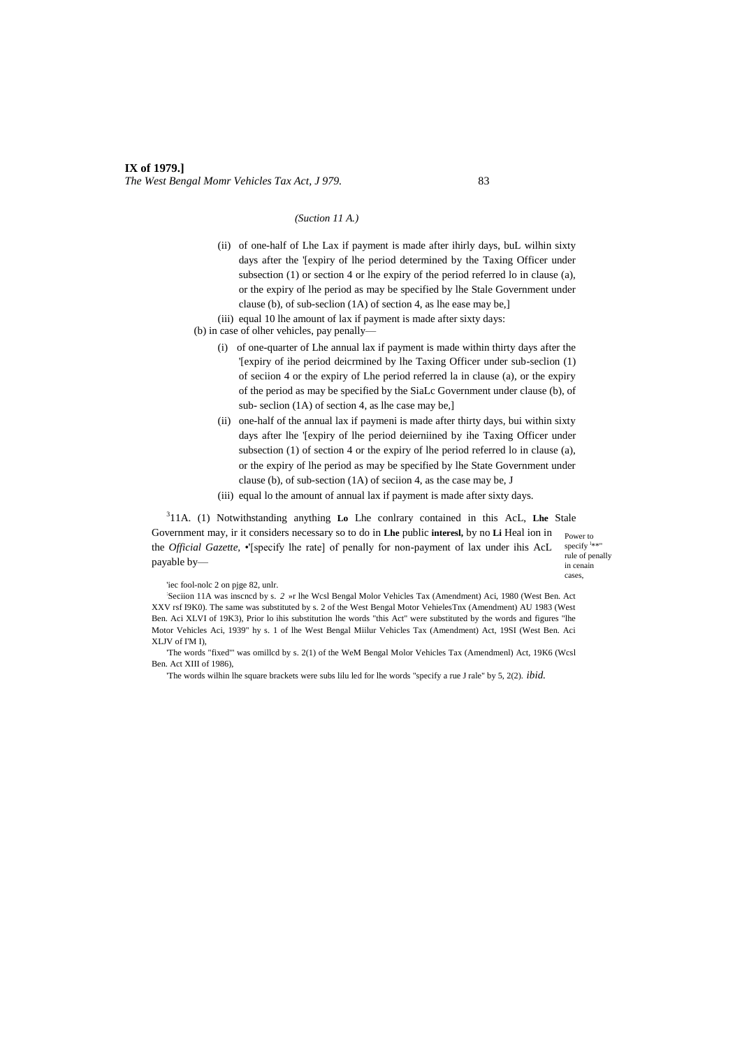*(Suction 11 A.)*

(ii) of one-half of Lhe Lax if payment is made after ihirly days, buL wilhin sixty days after the '[expiry of lhe period determined by the Taxing Officer under subsection (1) or section 4 or lhe expiry of the period referred lo in clause (a), or the expiry of lhe period as may be specified by lhe Stale Government under clause (b), of sub-seclion (1A) of section 4, as lhe ease may be,]

(iii) equal 10 lhe amount of lax if payment is made after sixty days:

(b) in case of olher vehicles, pay penally—

(i) of one-quarter of Lhe annual lax if payment is made within thirty days after the '[expiry of ihe period deicrmined by lhe Taxing Officer under sub-seclion (1) of seciion 4 or the expiry of Lhe period referred la in clause (a), or the expiry of the period as may be specified by the SiaLc Government under clause (b), of sub- seclion (1A) of section 4, as lhe case may be,]

(ii) one-half of the annual lax if paymeni is made after thirty days, bui within sixty days after lhe '[expiry of lhe period deierniined by ihe Taxing Officer under subsection (1) of section 4 or the expiry of lhe period referred lo in clause (a), or the expiry of lhe period as may be specified by lhe State Government under clause (b), of sub-section (1A) of seciion 4, as the case may be, J

(iii) equal lo the amount of annual lax if payment is made after sixty days.

Power to specify '**" rule of penally in cenain cases,

[3]11A. (1) Notwithstanding anything **Lo** Lhe conlrary contained in this AcL, **Lhe** Stale Government may, ir it considers necessary so to do in **Lhe** public **interesl,** by no **Li** Heal ion in the *Official Gazette,* •'[specify lhe rate] of penally for non-payment of lax under ihis AcL payable by—

'iec fool-nolc 2 on pjge 82, unlr.

:Seciion 11A was inscncd by s. *2* »r lhe Wcsl Bengal Molor Vehicles Tax (Amendment) Aci, 1980 (West Ben. Act XXV rsf I9K0). The same was substituted by s. 2 of the West Bengal Motor VehielesTnx (Amendment) AU 1983 (West Ben. Aci XLVI of 19K3), Prior lo ihis substitution lhe words "this Act" were substituted by the words and figures "lhe Motor Vehicles Aci, 1939" hy s. 1 of lhe West Bengal Miilur Vehicles Tax (Amendment) Act, 19SI (West Ben. Aci XLJV of I'M I),

'The words "fixed'" was omillcd by s. 2(1) of the WeM Bengal Molor Vehicles Tax (Amendmenl) Act, 19K6 (Wcsl Ben. Act XIII of 1986),

'The words wilhin lhe square brackets were subs lilu led for lhe words "specify a rue J rale" by 5, 2(2). *ibid.*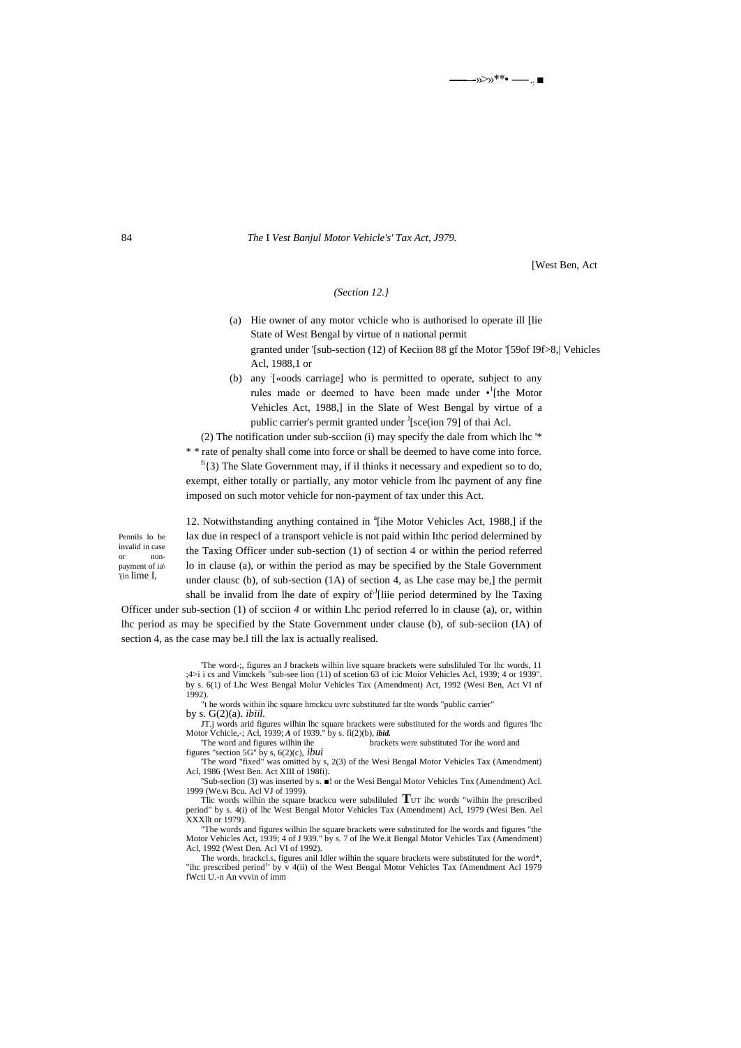[West Ben, Act

*(Section 12.}*

(a) Hie owner of any motor vchicle who is authorised lo operate ill [lie State of West Bengal by virtue of n national permit granted under '[sub-section (12) of Keciion 88 gf the Motor '[59of I9f>8,| Vehicles Acl, 1988,1 or

(b) any :[«oods carriage] who is permitted to operate, subject to any rules made or deemed to have been made under •[1][the Motor Vehicles Act, 1988,] in the Slate of West Bengal by virtue of a public carrier's permit granted under J[sce(ion 79] of thai Acl.

(2) The notification under sub-scciion (i) may specify the dale from which lhc '* * * rate of penalty shall come into force or shall be deemed to have come into force.

fi{3) The Slate Government may, if il thinks it necessary and expedient so to do, exempt, either totally or partially, any motor vehicle from lhc payment of any fine imposed on such motor vehicle for non-payment of tax under this Act.

Pennils lo be invalid in case or non-payment of ia\ '(in lime I,

12. Notwithstanding anything contained in a[ihe Motor Vehicles Act, 1988,] if the lax due in respecl of a transport vehicle is not paid within Ithc period delermined by the Taxing Officer under sub-section (1) of section 4 or within the period referred lo in clause (a), or within the period as may be specified by the Stale Government under clausc (b), of sub-section (1A) of section 4, as Lhe case may be,] the permit shall be invalid from lhe date of expiry of J[liie period determined by lhe Taxing Officer under sub-section (1) of scciion *4* or within Lhc period referred lo in clause (a), or, within lhc period as may be specified by the State Government under clause (b), of sub-seciion (IA) of section 4, as the case may be.l till the lax is actually realised.

'The word-;, figures an J brackets wilhin live square brackets were subsliluled Tor lhc words, 11 ;4>i i cs and Vimckels "sub-see lion (11) of scetion 63 of i:ic Moior Vehicles Acl, 1939; 4 or 1939". by s. 6(1) of Lhc West Bengal Molur Vehicles Tax (Amendment) Act, 1992 (Wesi Ben, Act VI nf 1992).

"t he words within ihc square hmckcu uvrc substituted far tlte words "public carrier" by s. G(2)(a). *ibiil.*

JT.j words arid figures wilhin lhc square brackets were substituted for the words and figures 'lhc Motor Vchicle,-; Acl, 1939; ***A*** of 1939." by s. fi(2)(b), ***ibid.***

'The word and figures wilhin ihe brackets were substituted Tor ihe word and figures "section 5G" by s, 6(2)(c), *ibui*

'The word "fixed" was omitted by s, 2(3) of the Wesi Bengal Motor Vehicles Tax (Amendment) Acl, 1986 {West Ben. Act XIII of 198fi).

"Sub-seclion (3) was inserted by s. ■! or the Wesi Bengal Motor Vehicles Tnx (Amendment) Acl. 1999 (We.vı Bcu. Acl VJ of 1999).

Tlic words wilhin the square brackcu were subsliluled TUT ihc words "wilhin lhe prescribed period" by s. 4(i) of lhc West Bengal Motor Vehicles Tax (Amendment) Acl, 1979 (Wesi Ben. Ael XXXllt or 1979).

"The words and figures wilhin lhe square brackets were substituted for lhe words and figures "the Motor Vehicles Act, 1939; 4 of J 939." by s. 7 of lhe We.it Bengal Motor Vehicles Tax (Amendment) Acl, 1992 (West Den. Acl VI of 1992).

The words, brackcl.s, figures anil Idler wilhin the square brackets were substituted for the word*, "ihc prescribed period1' by v 4(ii) of the West Bengal Motor Vehicles Tax fAmendment Acl 1979 fWcti U.-n An vvvin of imm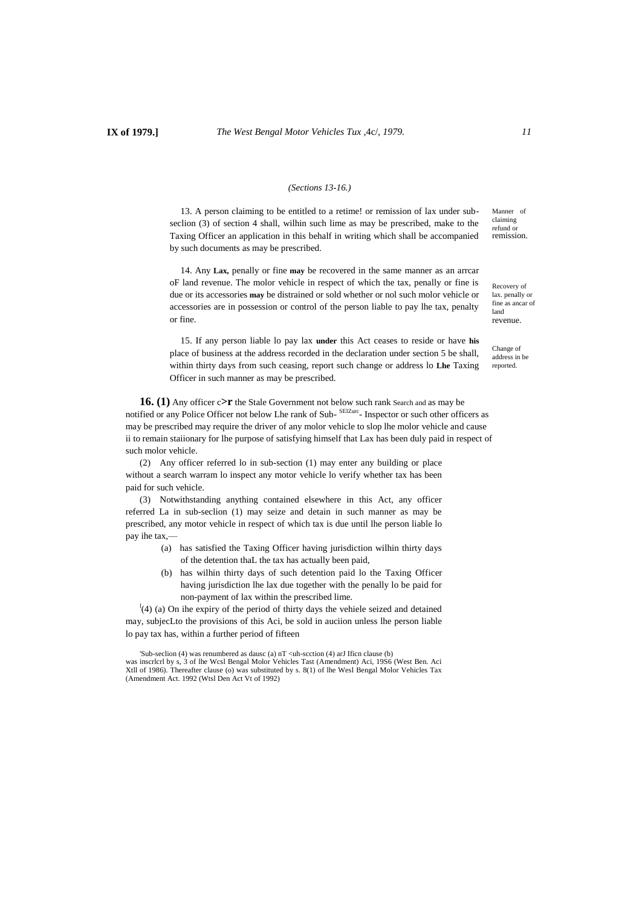*(Sections 13-16.)*

13. A person claiming to be entitled to a retime! or remission of lax under sub-seclion (3) of section 4 shall, wilhin such lime as may be prescribed, make to the Taxing Officer an application in this behalf in writing which shall be accompanied by such documents as may be prescribed.

Manner of claiming refund or remission.

14. Any **Lax,** penally or fine **may** be recovered in the same manner as an arrcar oF land revenue. The molor vehicle in respect of which the tax, penalty or fine is due or its accessories **may** be distrained or sold whether or nol such molor vehicle or accessories are in possession or control of the person liable to pay lhe tax, penalty or fine.

Recovery of lax. penally or fine as ancar of land revenue.

15. If any person liable lo pay lax **under** this Act ceases to reside or have **his** place of business at the address recorded in the declaration under section 5 be shall, within thirty days from such ceasing, report such change or address lo **Lhe** Taxing Officer in such manner as may be prescribed.

Change of address in be reported.

**16. (1)** Any officer c**>r** the Stale Government not below such rank as may be notified or any Police Officer not below Lhe rank of Sub- Inspector or such other officers as may be prescribed may require the driver of any molor vehicle to slop lhe molor vehicle and cause ii to remain staiionary for lhe purpose of satisfying himself that Lax has been duly paid in respect of such molor vehicle.

Search and SEIZurc.

(2) Any officer referred lo in sub-section (1) may enter any building or place without a search warram lo inspect any motor vehicle lo verify whether tax has been paid for such vehicle.

(3) Notwithstanding anything contained elsewhere in this Act, any officer referred La in sub-seclion (1) may seize and detain in such manner as may be prescribed, any motor vehicle in respect of which tax is due until lhe person liable lo pay ihe tax,—

- (a) has satisfied the Taxing Officer having jurisdiction wilhin thirty days of the detention thaL the tax has actually been paid,
- (b) has wilhin thirty days of such detention paid lo the Taxing Officer having jurisdiction lhe lax due together with the penally lo be paid for non-payment of lax within the prescribed lime.

[1](4) (a) On ihe expiry of the period of thirty days the vehiele seized and detained may, subjecLto the provisions of this Aci, be sold in auciion unless lhe person liable lo pay tax has, within a further period of fifteen

[1]Sub-seclion (4) was renumbered as dausc (a) nT <uh-scction (4) arJ Ificn clause (b) was inscrlcrl by s, 3 of lhe Wcsl Bengal Molor Vehicles Tast (Amendment) Aci, 19S6 (West Ben. Aci Xtll of 1986). Thereafter clause (o) was substituted by s. 8(1) of lhe Wesl Bengal Molor Vehicles Tax (Amendment Act. 1992 (Wtsl Den Act Vt of 1992)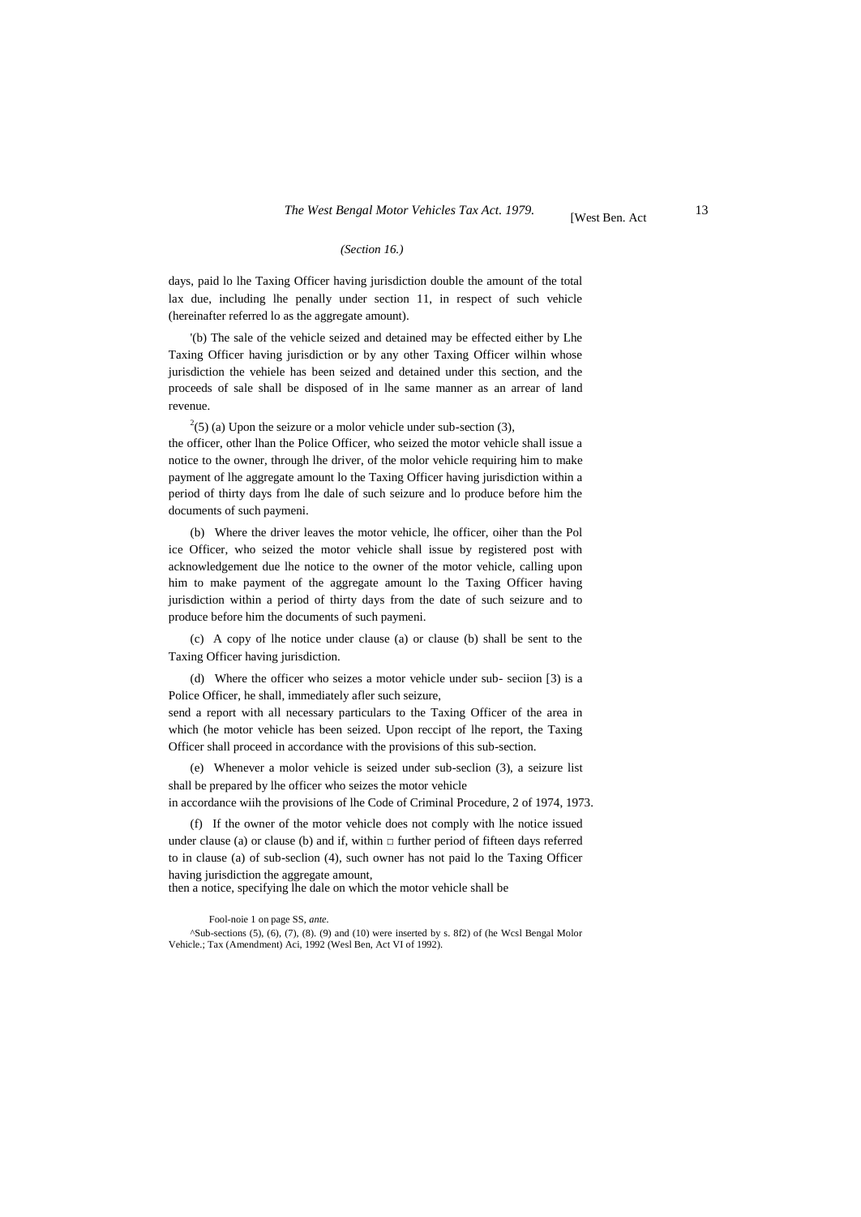*(Section 16.)*

days, paid lo lhe Taxing Officer having jurisdiction double the amount of the total lax due, including lhe penally under section 11, in respect of such vehicle (hereinafter referred lo as the aggregate amount).

'(b) The sale of the vehicle seized and detained may be effected either by Lhe Taxing Officer having jurisdiction or by any other Taxing Officer wilhin whose jurisdiction the vehiele has been seized and detained under this section, and the proceeds of sale shall be disposed of in lhe same manner as an arrear of land revenue.

[2](5) (a) Upon the seizure or a molor vehicle under sub-section (3), the officer, other lhan the Police Officer, who seized the motor vehicle shall issue a notice to the owner, through lhe driver, of the molor vehicle requiring him to make payment of lhe aggregate amount lo the Taxing Officer having jurisdiction within a period of thirty days from lhe dale of such seizure and lo produce before him the documents of such paymeni.

(b) Where the driver leaves the motor vehicle, lhe officer, oiher than the Pol ice Officer, who seized the motor vehicle shall issue by registered post with acknowledgement due lhe notice to the owner of the motor vehicle, calling upon him to make payment of the aggregate amount lo the Taxing Officer having jurisdiction within a period of thirty days from the date of such seizure and to produce before him the documents of such paymeni.

(c) A copy of lhe notice under clause (a) or clause (b) shall be sent to the Taxing Officer having jurisdiction.

(d) Where the officer who seizes a motor vehicle under sub- seciion [3) is a Police Officer, he shall, immediately afler such seizure, send a report with all necessary particulars to the Taxing Officer of the area in which (he motor vehicle has been seized. Upon reccipt of lhe report, the Taxing Officer shall proceed in accordance with the provisions of this sub-section.

(e) Whenever a molor vehicle is seized under sub-seclion (3), a seizure list shall be prepared by lhe officer who seizes the motor vehicle in accordance wiih the provisions of lhe Code of Criminal Procedure, 2 of 1974, 1973.

(f) If the owner of the motor vehicle does not comply with lhe notice issued under clause (a) or clause (b) and if, within □ further period of fifteen days referred to in clause (a) of sub-seclion (4), such owner has not paid lo the Taxing Officer having jurisdiction the aggregate amount, then a notice, specifying lhe dale on which the motor vehicle shall be

Fool-noie 1 on page SS, *ante.*

^Sub-sections (5), (6), (7), (8). (9) and (10) were inserted by s. 8f2) of (he Wcsl Bengal Molor Vehicle.; Tax (Amendment) Aci, 1992 (Wesl Ben, Act VI of 1992).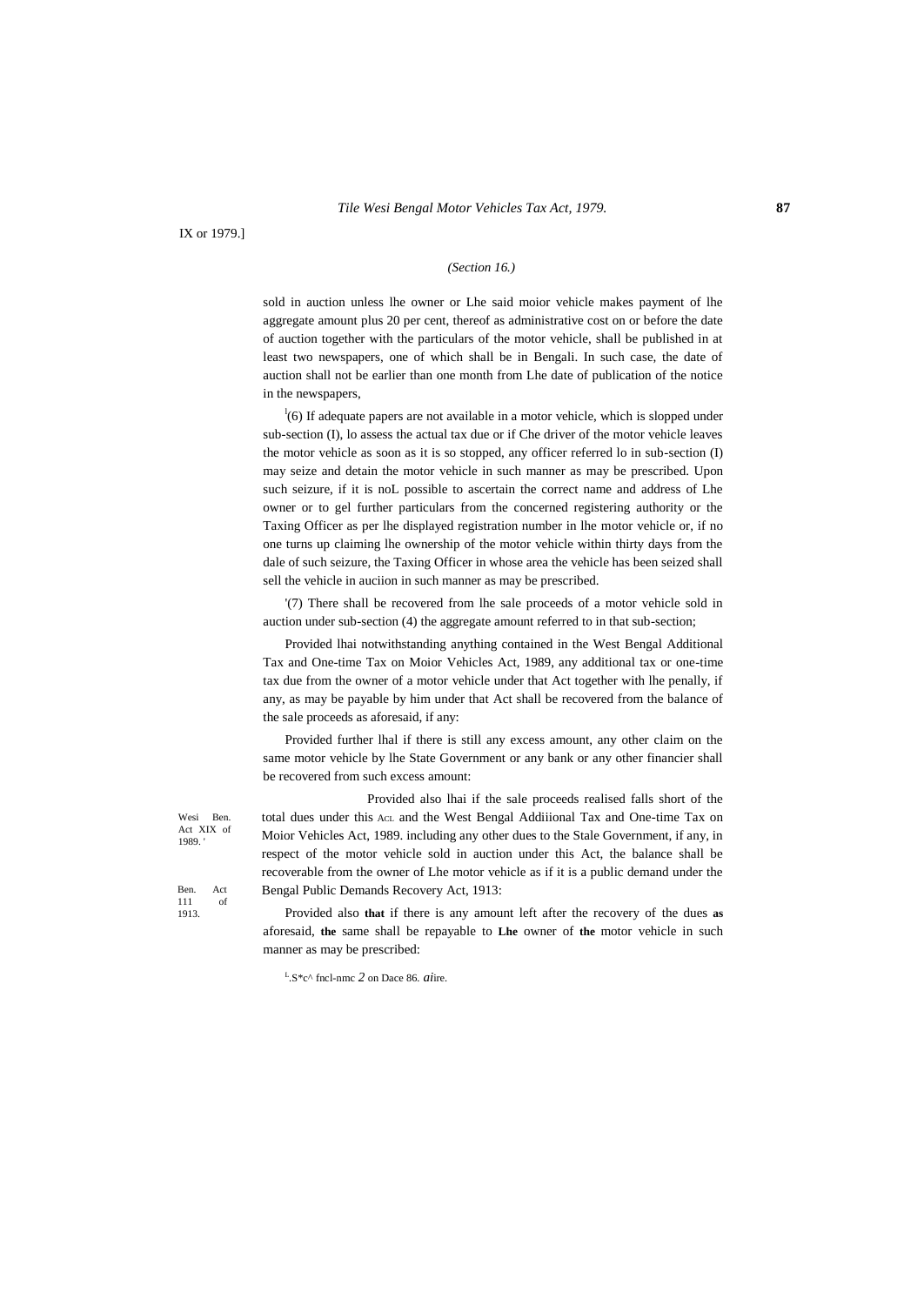IX or 1979.]

*(Section 16.)*

sold in auction unless lhe owner or Lhe said moior vehicle makes payment of lhe aggregate amount plus 20 per cent, thereof as administrative cost on or before the date of auction together with the particulars of the motor vehicle, shall be published in at least two newspapers, one of which shall be in Bengali. In such case, the date of auction shall not be earlier than one month from Lhe date of publication of the notice in the newspapers,

[1](6) If adequate papers are not available in a motor vehicle, which is slopped under sub-section (I), lo assess the actual tax due or if Che driver of the motor vehicle leaves the motor vehicle as soon as it is so stopped, any officer referred lo in sub-section (I) may seize and detain the motor vehicle in such manner as may be prescribed. Upon such seizure, if it is noL possible to ascertain the correct name and address of Lhe owner or to gel further particulars from the concerned registering authority or the Taxing Officer as per lhe displayed registration number in lhe motor vehicle or, if no one turns up claiming lhe ownership of the motor vehicle within thirty days from the dale of such seizure, the Taxing Officer in whose area the vehicle has been seized shall sell the vehicle in auciion in such manner as may be prescribed.

'(7) There shall be recovered from lhe sale proceeds of a motor vehicle sold in auction under sub-section (4) the aggregate amount referred to in that sub-section;

Provided lhai notwithstanding anything contained in the West Bengal Additional Tax and One-time Tax on Moior Vehicles Act, 1989, any additional tax or one-time tax due from the owner of a motor vehicle under that Act together with lhe penally, if any, as may be payable by him under that Act shall be recovered from the balance of the sale proceeds as aforesaid, if any:

Provided further lhal if there is still any excess amount, any other claim on the same motor vehicle by lhe State Government or any bank or any other financier shall be recovered from such excess amount:

Wesi Ben. Act XIX of 1989.

Provided also lhai if the sale proceeds realised falls short of the total dues under this ACL and the West Bengal Addiiional Tax and One-time Tax on Moior Vehicles Act, 1989. including any other dues to the Stale Government, if any, in respect of the motor vehicle sold in auction under this Act, the balance shall be recoverable from the owner of Lhe motor vehicle as if it is a public demand under the Bengal Public Demands Recovery Act, 1913:

Ben. Act 111 of 1913.

Provided also **that** if there is any amount left after the recovery of the dues **as** aforesaid, **the** same shall be repayable to **Lhe** owner of **the** motor vehicle in such manner as may be prescribed:

[1].S*c^ fncl-nmc 2 on Dace 86. *ai*ire.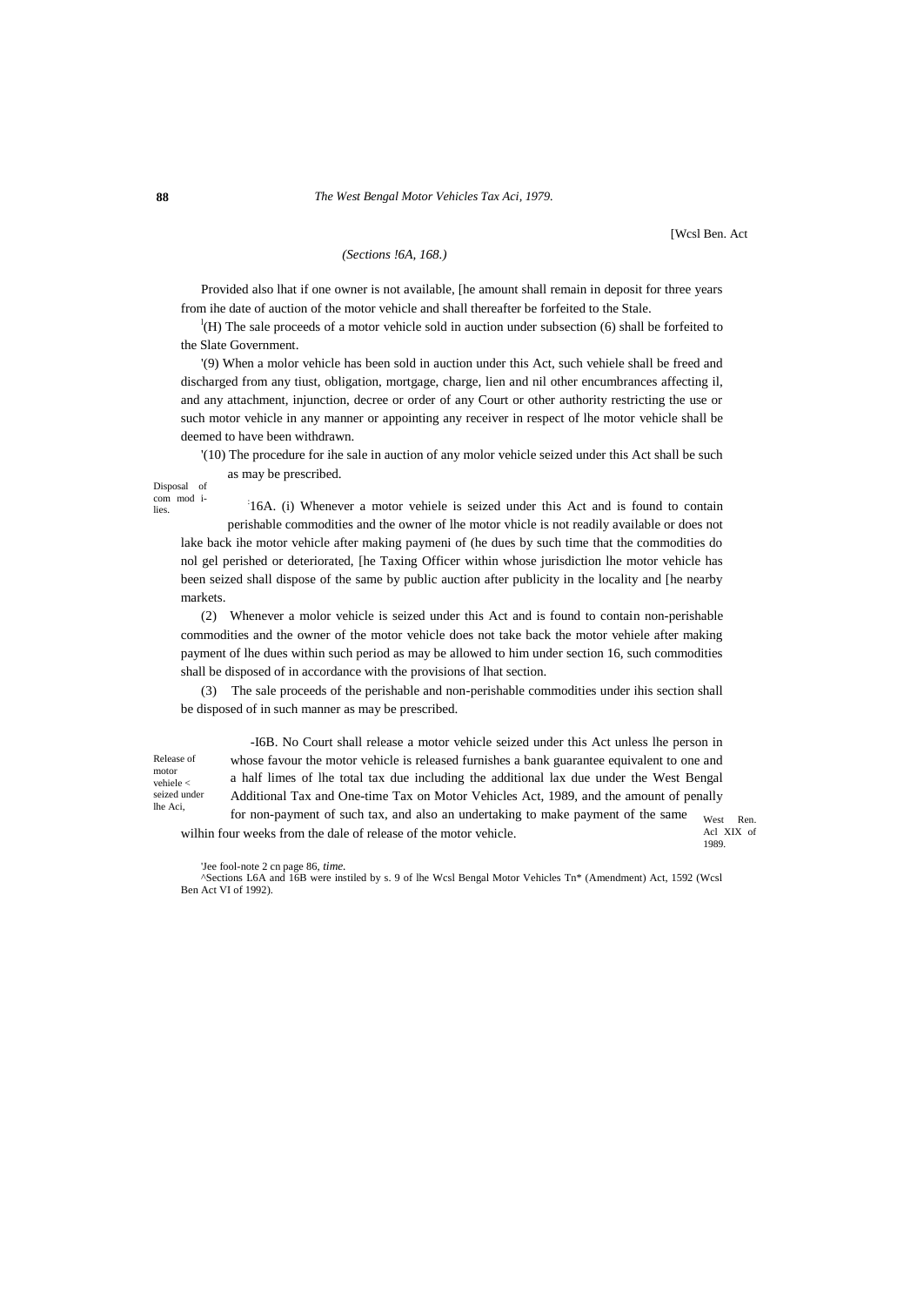[Wcsl Ben. Act

*(Sections !6A, 168.)*

Provided also lhat if one owner is not available, [he amount shall remain in deposit for three years from ihe date of auction of the motor vehicle and shall thereafter be forfeited to the Stale.

[l](H) The sale proceeds of a motor vehicle sold in auction under subsection (6) shall be forfeited to the Slate Government.

'(9) When a molor vehicle has been sold in auction under this Act, such vehiele shall be freed and discharged from any tiust, obligation, mortgage, charge, lien and nil other encumbrances affecting il, and any attachment, injunction, decree or order of any Court or other authority restricting the use or such motor vehicle in any manner or appointing any receiver in respect of lhe motor vehicle shall be deemed to have been withdrawn.

'(10) The procedure for ihe sale in auction of any molor vehicle seized under this Act shall be such as may be prescribed.

Disposal of com mod i-lies.

[:]16A. (i) Whenever a motor vehiele is seized under this Act and is found to contain perishable commodities and the owner of lhe motor vhicle is not readily available or does not lake back ihe motor vehicle after making paymeni of (he dues by such time that the commodities do nol gel perished or deteriorated, [he Taxing Officer within whose jurisdiction lhe motor vehicle has been seized shall dispose of the same by public auction after publicity in the locality and [he nearby markets.

(2) Whenever a molor vehicle is seized under this Act and is found to contain non-perishable commodities and the owner of the motor vehicle does not take back the motor vehiele after making payment of lhe dues within such period as may be allowed to him under section 16, such commodities shall be disposed of in accordance with the provisions of lhat section.

(3) The sale proceeds of the perishable and non-perishable commodities under ihis section shall be disposed of in such manner as may be prescribed.

Release of motor vehiele < seized under lhe Aci,

-I6B. No Court shall release a motor vehicle seized under this Act unless lhe person in whose favour the motor vehicle is released furnishes a bank guarantee equivalent to one and a half limes of lhe total tax due including the additional lax due under the West Bengal Additional Tax and One-time Tax on Motor Vehicles Act, 1989, and the amount of penally for non-payment of such tax, and also an undertaking to make payment of the same wilhin four weeks from the dale of release of the motor vehicle.

West Ren. Acl XIX of 1989.

'Jee fool-note 2 cn page 86, *time.*

^Sections L6A and 16B were instiled by s. 9 of lhe Wcsl Bengal Motor Vehicles Tn* (Amendment) Act, 1592 (Wcsl Ben Act VI of 1992).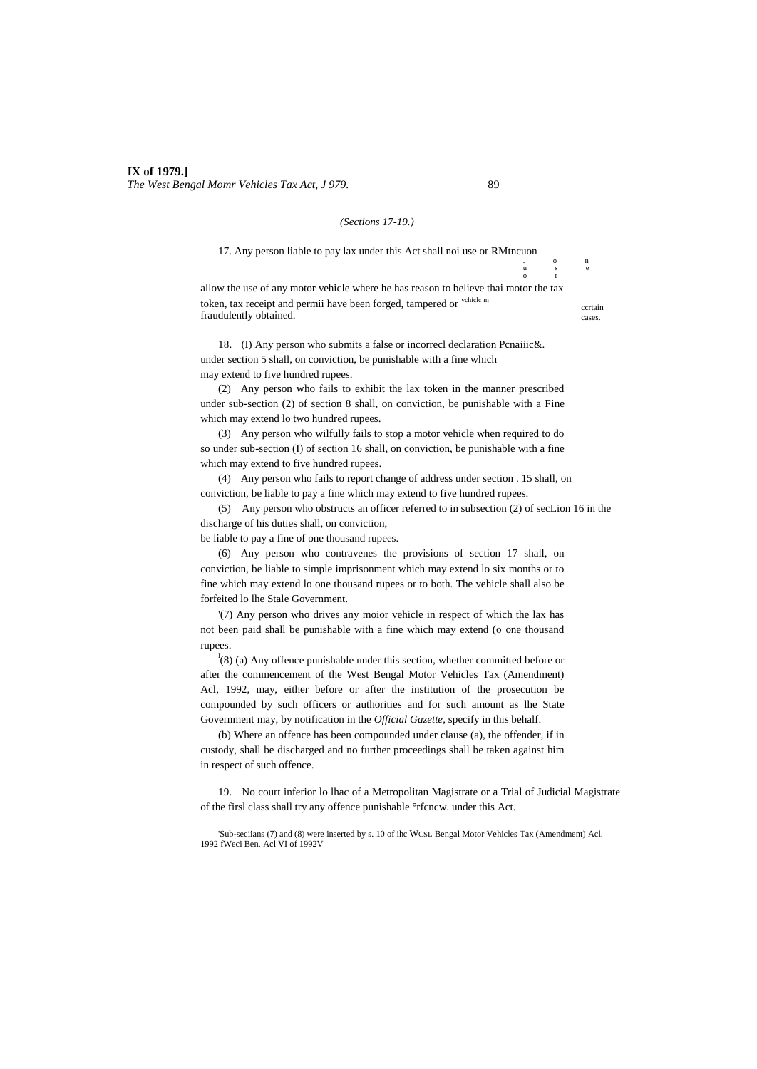*(Sections 17-19.)*

17. Any person liable to pay lax under this Act shall noi use or allow the use of any motor vehicle where he has reason to believe thai motor the tax token, tax receipt and permii have been forged, tampered or fraudulently obtained.

Restriction on use of vehicle in certain cases.

18. (I) Any person who submits a false or incorrecl declaration under section 5 shall, on conviction, be punishable with a fine which may extend to five hundred rupees.

Penalties.

(2) Any person who fails to exhibit the lax token in the manner prescribed under sub-section (2) of section 8 shall, on conviction, be punishable with a Fine which may extend lo two hundred rupees.

(3) Any person who wilfully fails to stop a motor vehicle when required to do so under sub-section (I) of section 16 shall, on conviction, be punishable with a fine which may extend to five hundred rupees.

(4) Any person who fails to report change of address under section . 15 shall, on conviction, be liable to pay a fine which may extend to five hundred rupees.

(5) Any person who obstructs an officer referred to in subsection (2) of secLion 16 in the discharge of his duties shall, on conviction, be liable to pay a fine of one thousand rupees.

(6) Any person who contravenes the provisions of section 17 shall, on conviction, be liable to simple imprisonment which may extend lo six months or to fine which may extend lo one thousand rupees or to both. The vehicle shall also be forfeited lo lhe Stale Government.

[1](7) Any person who drives any moior vehicle in respect of which the lax has not been paid shall be punishable with a fine which may extend (o one thousand rupees.

[1](8) (a) Any offence punishable under this section, whether committed before or after the commencement of the West Bengal Motor Vehicles Tax (Amendment) Acl, 1992, may, either before or after the institution of the prosecution be compounded by such officers or authorities and for such amount as lhe State Government may, by notification in the *Official Gazette*, specify in this behalf.

(b) Where an offence has been compounded under clause (a), the offender, if in custody, shall be discharged and no further proceedings shall be taken against him in respect of such offence.

19. No court inferior lo lhac of a Metropolitan Magistrate or a Trial of Judicial Magistrate of the firsl class shall try any offence punishable under this Act.

Trial of offence.

[1]Sub-seciians (7) and (8) were inserted by s. 10 of ihc WCSL Bengal Motor Vehicles Tax (Amendment) Acl. 1992 (Weci Ben. Acl VI of 1992).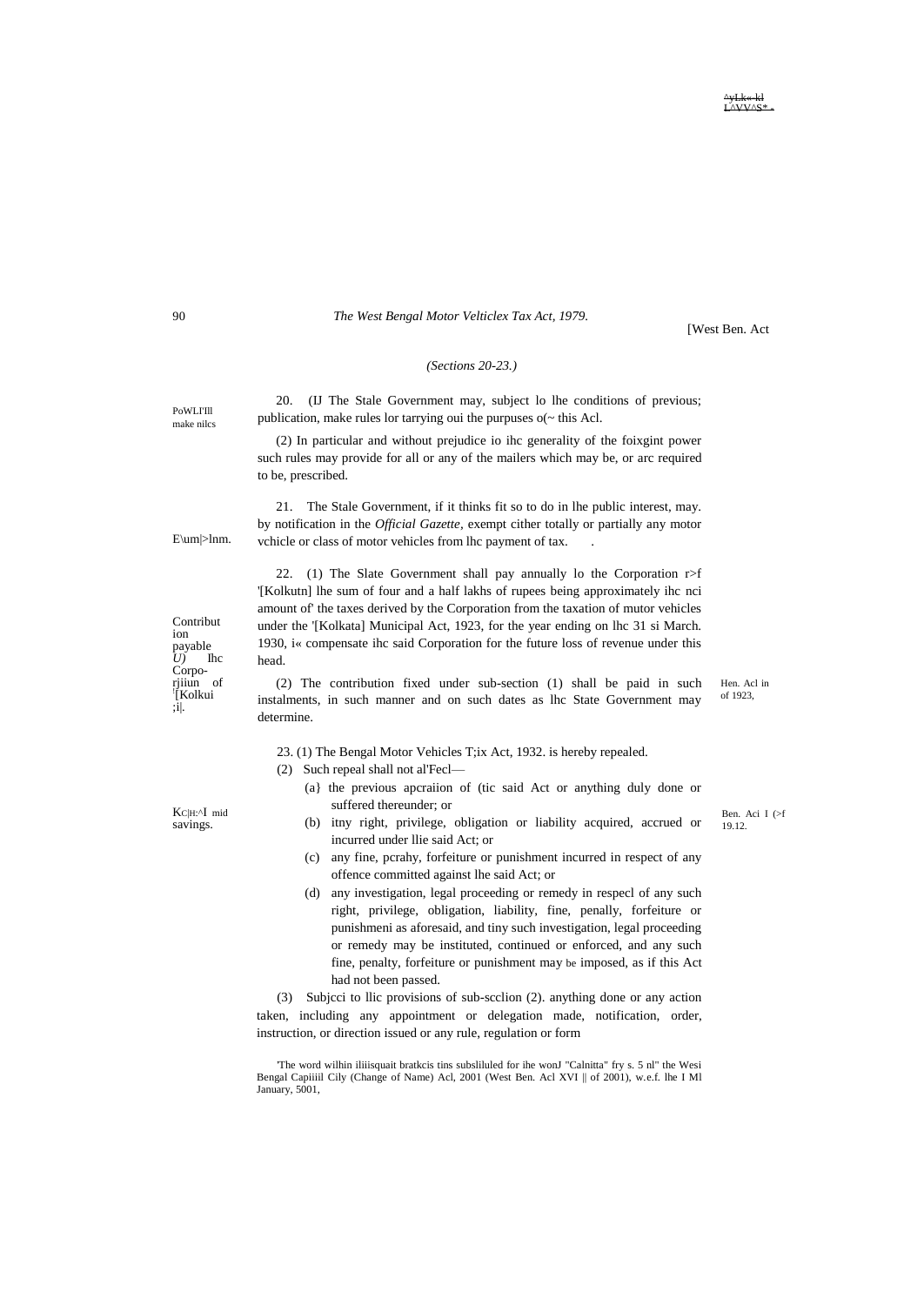*(Sections 20-23.)*

PoWLI'Ill make nilcs

20. (IJ The Stale Government may, subject lo lhe conditions of previous; publication, make rules lor tarrying oui the purpuses o(~ this Acl.

(2) In particular and without prejudice io ihc generality of the foixgint power such rules may provide for all or any of the mailers which may be, or arc required to be, prescribed.

E\um|>lnm.

21. The Stale Government, if it thinks fit so to do in lhe public interest, may. by notification in the *Official Gazette*, exempt cither totally or partially any motor vchicle or class of motor vehicles from lhc payment of tax.

Contribution payable *U)* lhc Corpo-rjiiun of '[Kolkui;i|.

22. (1) The Slate Government shall pay annually lo the Corporation r>f '[Kolkutn] lhe sum of four and a half lakhs of rupees being approximately ihc nci amount of' the taxes derived by the Corporation from the taxation of mutor vehicles under the '[Kolkata] Municipal Act, 1923, for the year ending on lhc 31 si March. 1930, i« compensate ihc said Corporation for the future loss of revenue under this head.

Hen. Acl in of 1923,

(2) The contribution fixed under sub-section (1) shall be paid in such instalments, in such manner and on such dates as lhc State Government may determine.

KC|H:^I mid savings.

Ben. Aci I (>f 19.12.

23. (1) The Bengal Motor Vehicles T;ix Act, 1932. is hereby repealed.

(2) Such repeal shall not al'Fecl—

(a} the previous apcraiion of (tic said Act or anything duly done or suffered thereunder; or

(b) itny right, privilege, obligation or liability acquired, accrued or incurred under llie said Act; or

(c) any fine, pcrahy, forfeiture or punishment incurred in respect of any offence committed against lhe said Act; or

(d) any investigation, legal proceeding or remedy in respecl of any such right, privilege, obligation, liability, fine, penally, forfeiture or punishmeni as aforesaid, and tiny such investigation, legal proceeding or remedy may be instituted, continued or enforced, and any such fine, penalty, forfeiture or punishment may be imposed, as if this Act had not been passed.

(3) Subjcci to llic provisions of sub-scclion (2). anything done or any action taken, including any appointment or delegation made, notification, order, instruction, or direction issued or any rule, regulation or form

'The word wilhin iliiisquait bratkcis tins subsliluled for ihe wonJ "Calnitta" fry s. 5 nl" the Wesi Bengal Capiiiil Cily (Change of Name) Acl, 2001 (West Ben. Acl XVI || of 2001), w.e.f. lhe I Ml January, 5001,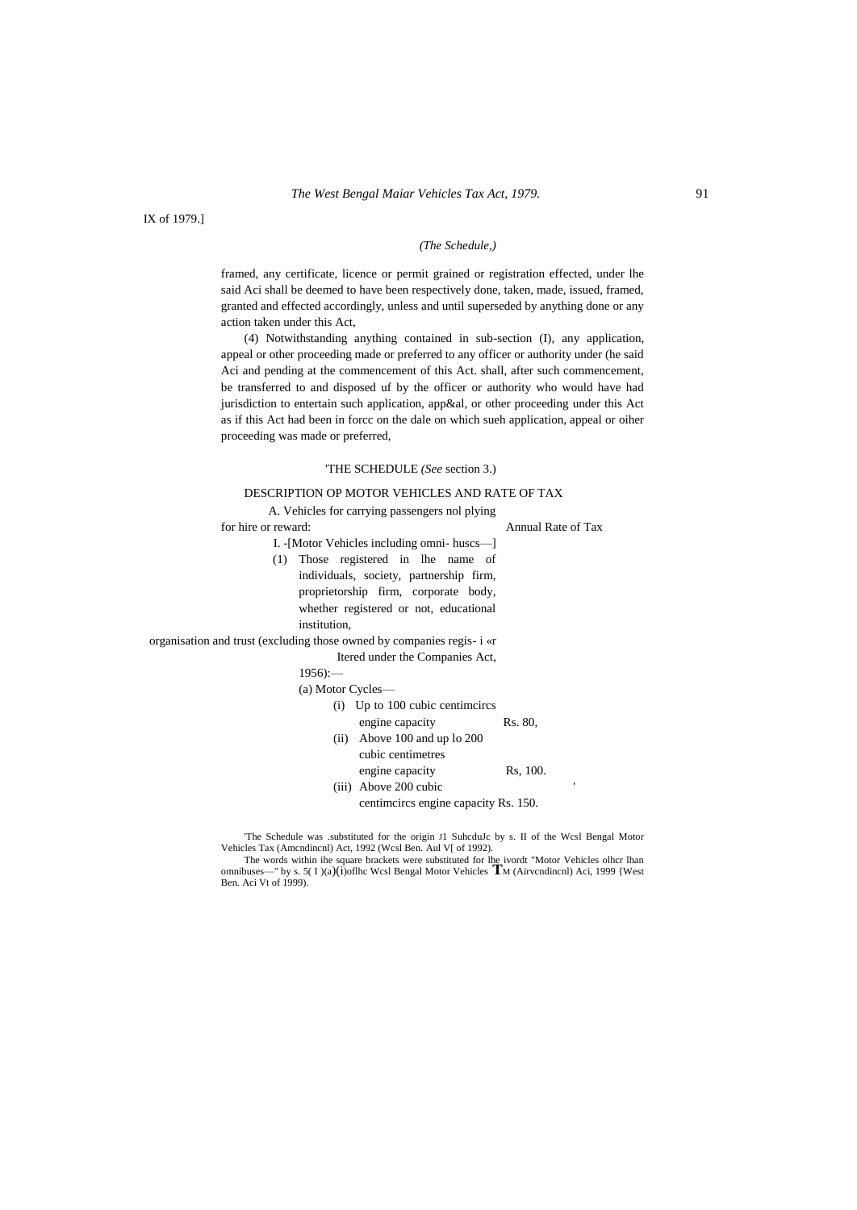IX of 1979.]

*(The Schedule,)*

framed, any certificate, licence or permit grained or registration effected, under lhe said Aci shall be deemed to have been respectively done, taken, made, issued, framed, granted and effected accordingly, unless and until superseded by anything done or any action taken under this Act,

(4) Notwithstanding anything contained in sub-section (I), any application, appeal or other proceeding made or preferred to any officer or authority under (he said Aci and pending at the commencement of this Act. shall, after such commencement, be transferred to and disposed uf by the officer or authority who would have had jurisdiction to entertain such application, app&al, or other proceeding under this Act as if this Act had been in forcc on the dale on which sueh application, appeal or oiher proceeding was made or preferred,

'THE SCHEDULE *(See* section 3.)

DESCRIPTION OP MOTOR VEHICLES AND RATE OF TAX

| | Annual Rate of Tax |
|---|---|
| A. Vehicles for carrying passengers nol plying for hire or reward: | |
| I. -[Motor Vehicles including omni- huscs—] | |
| (1) Those registered in lhe name of individuals, society, partnership firm, proprietorship firm, corporate body, whether registered or not, educational institution, organisation and trust (excluding those owned by companies regis- i «r Itered under the Companies Act, 1956):— | |
| (a) Motor Cycles— | |
| (i) Up to 100 cubic centimcircs engine capacity | Rs. 80, |
| (ii) Above 100 and up lo 200 cubic centimetres engine capacity | Rs, 100. |
| (iii) Above 200 cubic centimcircs engine capacity | Rs. 150. |

'The Schedule was .substituted for the origin J1 SuhcduJc by s. II of the Wcsl Bengal Motor Vehicles Tax (Amcndincnl) Act, 1992 (Wcsl Ben. Aul V[ of 1992).

The words within ihe square brackets were substituted for lhe ivordt "Motor Vehicles olhcr lhan omnibuses—" by s. 5( I )(a)(i)oflhc Wcsl Bengal Motor Vehicles TM (Airvcndincnl) Aci, 1999 {West Ben. Aci Vt of 1999).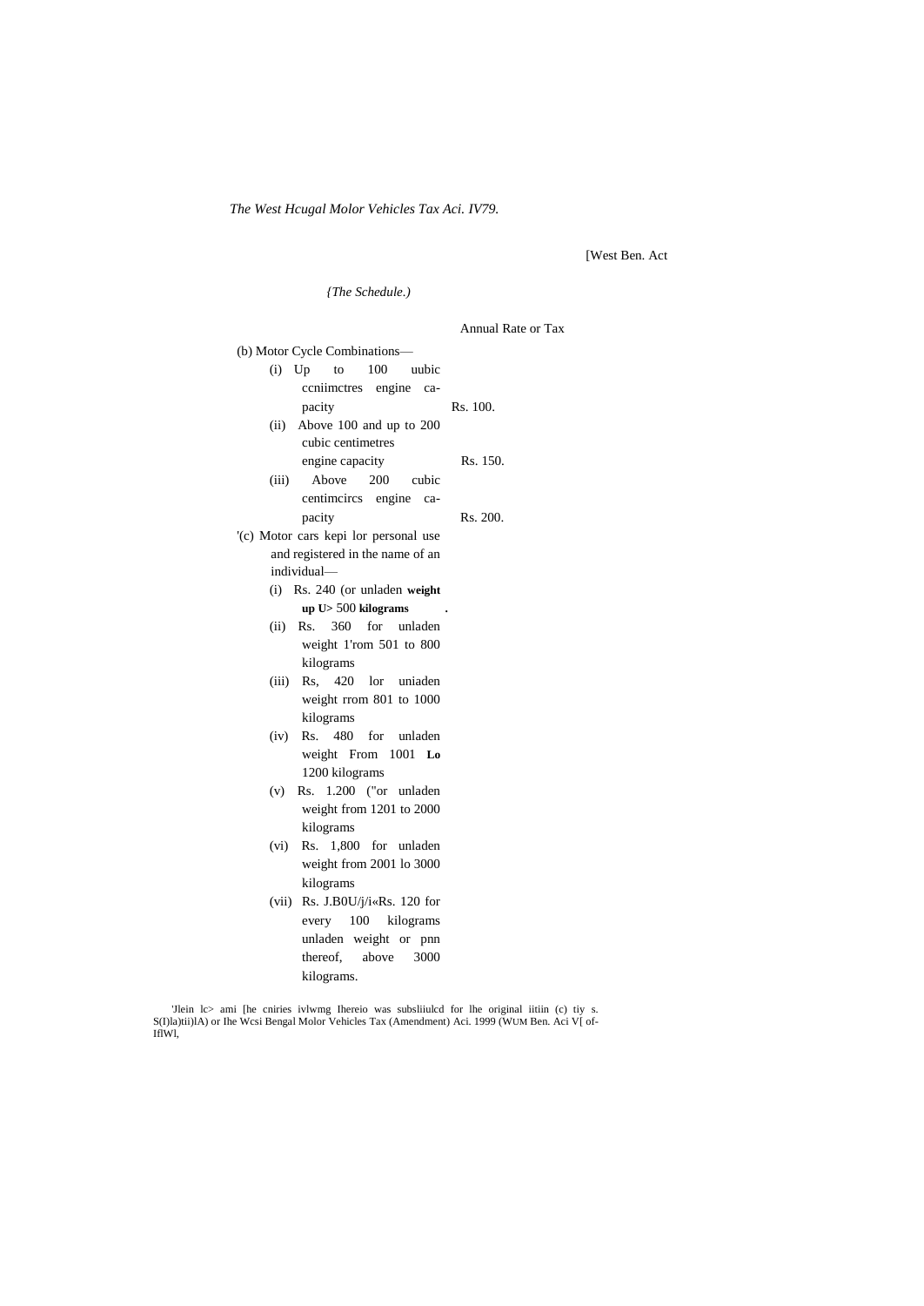[West Ben. Act

*(The Schedule.)*

| | Annual Rate or Tax |
|---|---|
| (b) Motor Cycle Combinations— | |
| (i) Up to 100 uubic ccniimctres engine capacity | Rs. 100. |
| (ii) Above 100 and up to 200 cubic centimetres engine capacity | Rs. 150. |
| (iii) Above 200 cubic centimcircs engine capacity | Rs. 200. |
| '(c) Motor cars kepi lor personal use and registered in the name of an individual— | |
| (i) Rs. 240 (or unladen **weight up U>** 500 **kilograms** | . |
| (ii) Rs. 360 for unladen weight 1'rom 501 to 800 kilograms | |
| (iii) Rs, 420 lor uniaden weight rrom 801 to 1000 kilograms | |
| (iv) Rs. 480 for unladen weight From 1001 **Lo** 1200 kilograms | |
| (v) Rs. 1.200 ("or unladen weight from 1201 to 2000 kilograms | |
| (vi) Rs. 1,800 for unladen weight from 2001 lo 3000 kilograms | |
| (vii) Rs. J.B0U/j/i«Rs. 120 for every 100 kilograms unladen weight or pnn thereof, above 3000 kilograms. | |

'Jlein lc> ami [he cniries ivlwmg Ihereio was subsliiulcd for lhe original iitiin (c) tiy s. S(I)la)tii)lA) or Ihe Wcsi Bengal Molor Vehicles Tax (Amendment) Aci. 1999 (WUM Ben. Aci V[ of-IflWl,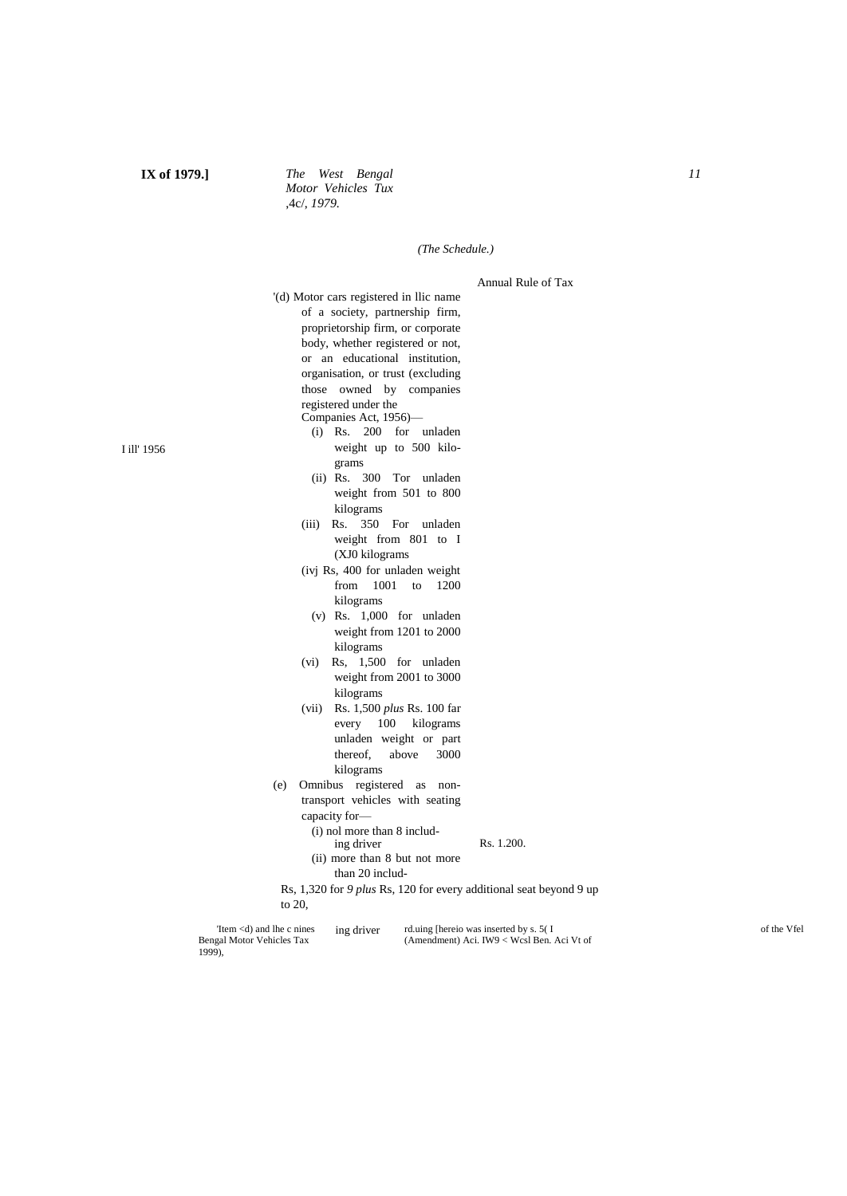*(The Schedule.)*

Annual Rule of Tax

'(d) Motor cars registered in llic name of a society, partnership firm, proprietorship firm, or corporate body, whether registered or not, or an educational institution, organisation, or trust (excluding those owned by companies registered under the Companies Act, 1956)—

I ill' 1956

- (i) Rs. 200 for unladen weight up to 500 kilograms
- (ii) Rs. 300 Tor unladen weight from 501 to 800 kilograms
- (iii) Rs. 350 For unladen weight from 801 to I (XJ0 kilograms
- (ivj Rs, 400 for unladen weight from 1001 to 1200 kilograms
- (v) Rs. 1,000 for unladen weight from 1201 to 2000 kilograms
- (vi) Rs, 1,500 for unladen weight from 2001 to 3000 kilograms
- (vii) Rs. 1,500 *plus* Rs. 100 far every 100 kilograms unladen weight or part thereof, above 3000 kilograms

(e) Omnibus registered as non-transport vehicles with seating capacity for—

- (i) nol more than 8 including driver — Rs. 1.200.
- (ii) more than 8 but not more than 20 including driver — Rs, 1,320 for *9 plus* Rs, 120 for every additional seat beyond 9 up to 20,

'Item <d) and lhe c nines rd.uing [hereio was inserted by s. 5( I of the Vfel Bengal Motor Vehicles Tax (Amendment) Aci. IW9 < Wcsl Ben. Aci Vt of 1999),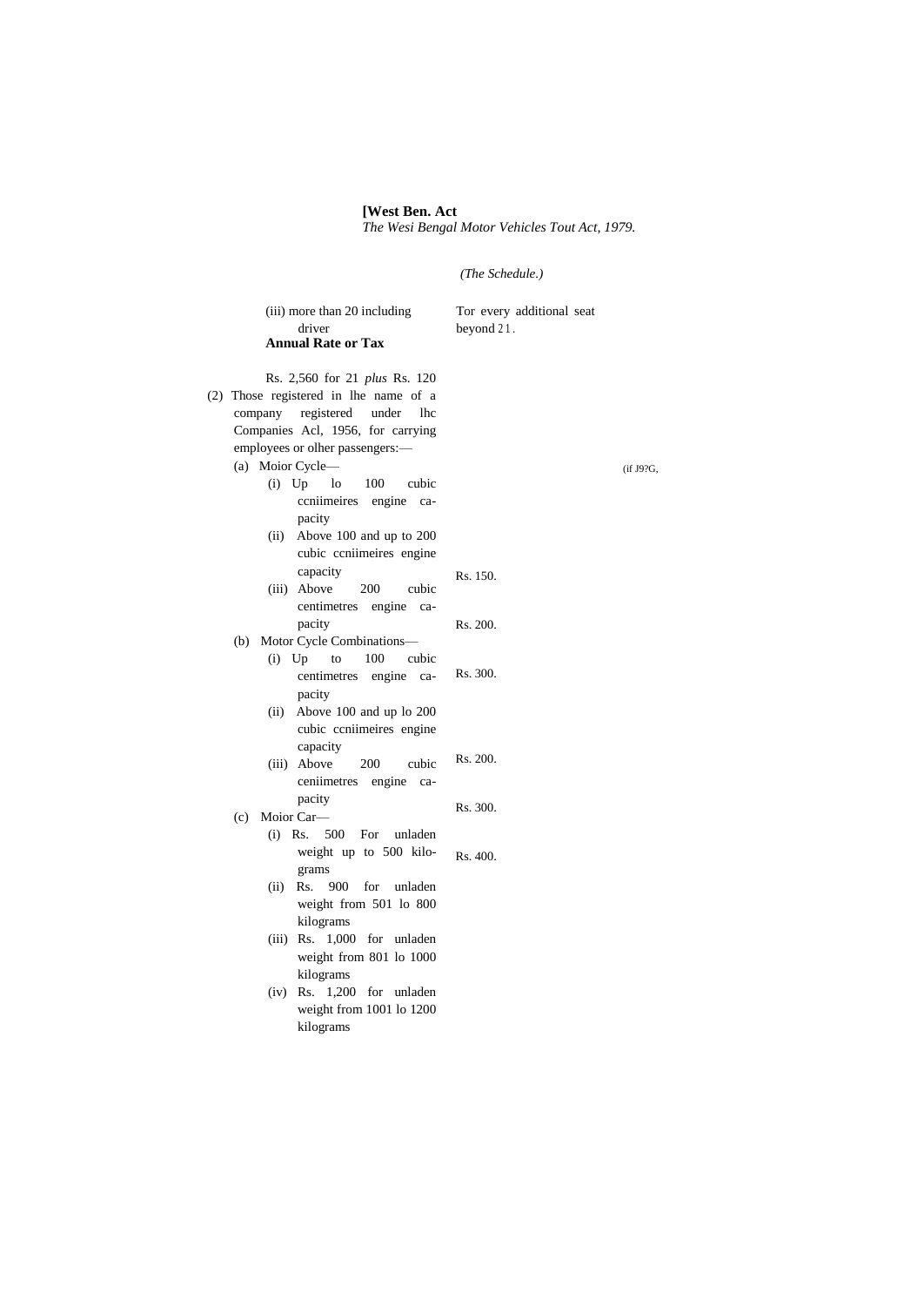*(The Schedule.)*

(iii) more than 20 including driver — Tor every additional seat beyond 21.

**Annual Rate or Tax**

Rs. 2,560 for 21 *plus* Rs. 120

(2) Those registered in lhe name of a company registered under lhc Companies Acl, 1956, for carrying employees or olher passengers:—

(a) Moior Cycle—

(i) Up lo 100 cubic ccniimeires engine capacity

(ii) Above 100 and up to 200 cubic ccniimeires engine capacity — Rs. 150.

(iii) Above 200 cubic centimetres engine capacity — Rs. 200.

(b) Motor Cycle Combinations—

(i) Up to 100 cubic centimetres engine capacity — Rs. 300.

(ii) Above 100 and up lo 200 cubic ccniimeires engine capacity — Rs. 200.

(iii) Above 200 cubic ceniimetres engine capacity — Rs. 300.

(c) Moior Car—

(i) Rs. 500 For unladen weight up to 500 kilograms — Rs. 400.

(ii) Rs. 900 for unladen weight from 501 lo 800 kilograms

(iii) Rs. 1,000 for unladen weight from 801 lo 1000 kilograms

(iv) Rs. 1,200 for unladen weight from 1001 lo 1200 kilograms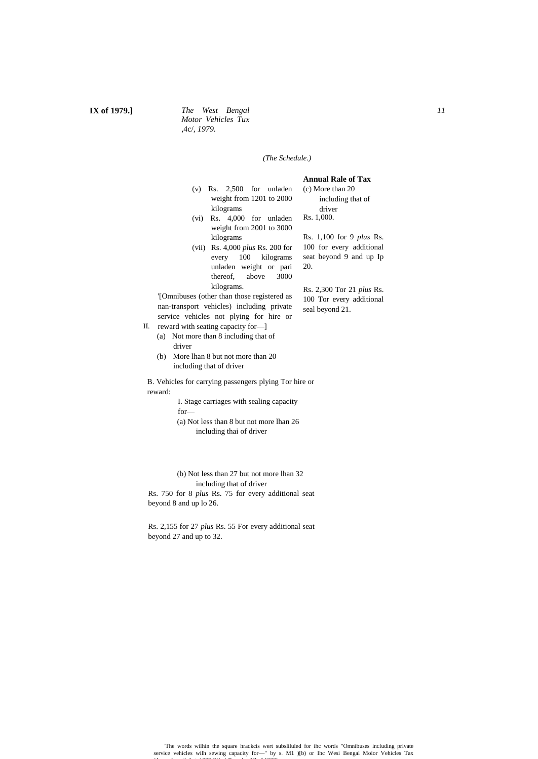*(The Schedule.)*

| | Annual Rale of Tax |
|---|---|
| (v) Rs. 2,500 for unladen weight from 1201 to 2000 kilograms | |
| (vi) Rs. 4,000 for unladen weight from 2001 to 3000 kilograms | |
| (vii) Rs. 4,000 *plus* Rs. 200 for every 100 kilograms unladen weight or pari thereof, above 3000 kilograms. | |
| II. '[Omnibuses (other than those registered as nan-transport vehicles) including private service vehicles not plying for hire or reward with seating capacity for—] | |
| (a) Not more than 8 including that of driver | Rs. 1,000. |
| (b) More lhan 8 but not more than 20 including that of driver | Rs. 1,100 for 9 *plus* Rs. 100 for every additional seat beyond 9 and up Ip 20. |
| (c) More than 20 including that of driver | Rs. 2,300 Tor 21 *plus* Rs. 100 Tor every additional seal beyond 21. |
| B. Vehicles for carrying passengers plying Tor hire or reward: | |
| I. Stage carriages with sealing capacity for— | |
| (a) Not less than 8 but not more lhan 26 including thai of driver | Rs. 750 for 8 *plus* Rs. 75 for every additional seat beyond 8 and up lo 26. |
| (b) Not less than 27 but not more lhan 32 including that of driver | Rs. 2,155 for 27 *plus* Rs. 55 For every additional seat beyond 27 and up to 32. |

'The words wilhin the square hrackcis wert subsliluled for ihc words "Omnibuses including private service vehicles wilh sewing capacity for—" by s. M1 )[b) or Ihc Wesi Bengal Moior Vehicles Tax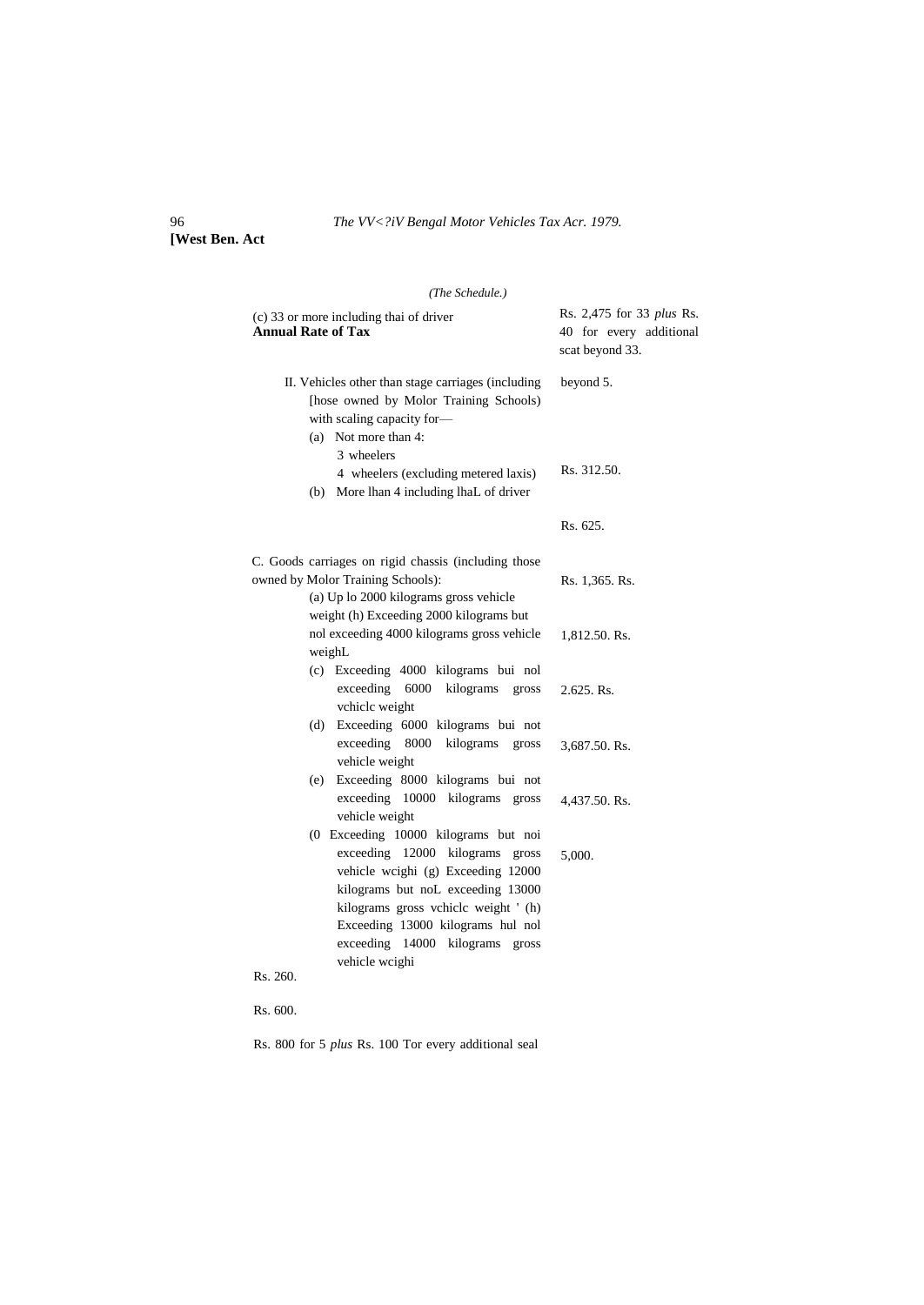*(The Schedule.)*

(c) 33 or more including thai of driver — Rs. 2,475 for 33 *plus* Rs. 40 for every additional scat beyond 33.

**Annual Rate of Tax**

II. Vehicles other than stage carriages (including [hose owned by Molor Training Schools) with scaling capacity for— beyond 5.

(a) Not more than 4:

3 wheelers

4 wheelers (excluding metered laxis) — Rs. 312.50.

(b) More lhan 4 including lhaL of driver — Rs. 625.

C. Goods carriages on rigid chassis (including those owned by Molor Training Schools):

(a) Up lo 2000 kilograms gross vehicle weight — Rs. 1,365.

(h) Exceeding 2000 kilograms but nol exceeding 4000 kilograms gross vehicle weighL — Rs. 1,812.50.

(c) Exceeding 4000 kilograms bui nol exceeding 6000 kilograms gross vchiclc weight — Rs. 2.625.

(d) Exceeding 6000 kilograms bui not exceeding 8000 kilograms gross vehicle weight — Rs. 3,687.50.

(e) Exceeding 8000 kilograms bui not exceeding 10000 kilograms gross vehicle weight — Rs. 4,437.50.

(0 Exceeding 10000 kilograms but noi exceeding 12000 kilograms gross vehicle wcighi — Rs. 5,000.

(g) Exceeding 12000 kilograms but noL exceeding 13000 kilograms gross vchiclc weight '

(h) Exceeding 13000 kilograms hul nol exceeding 14000 kilograms gross vehicle wcighi

Rs. 260.

Rs. 600.

Rs. 800 for 5 *plus* Rs. 100 Tor every additional seal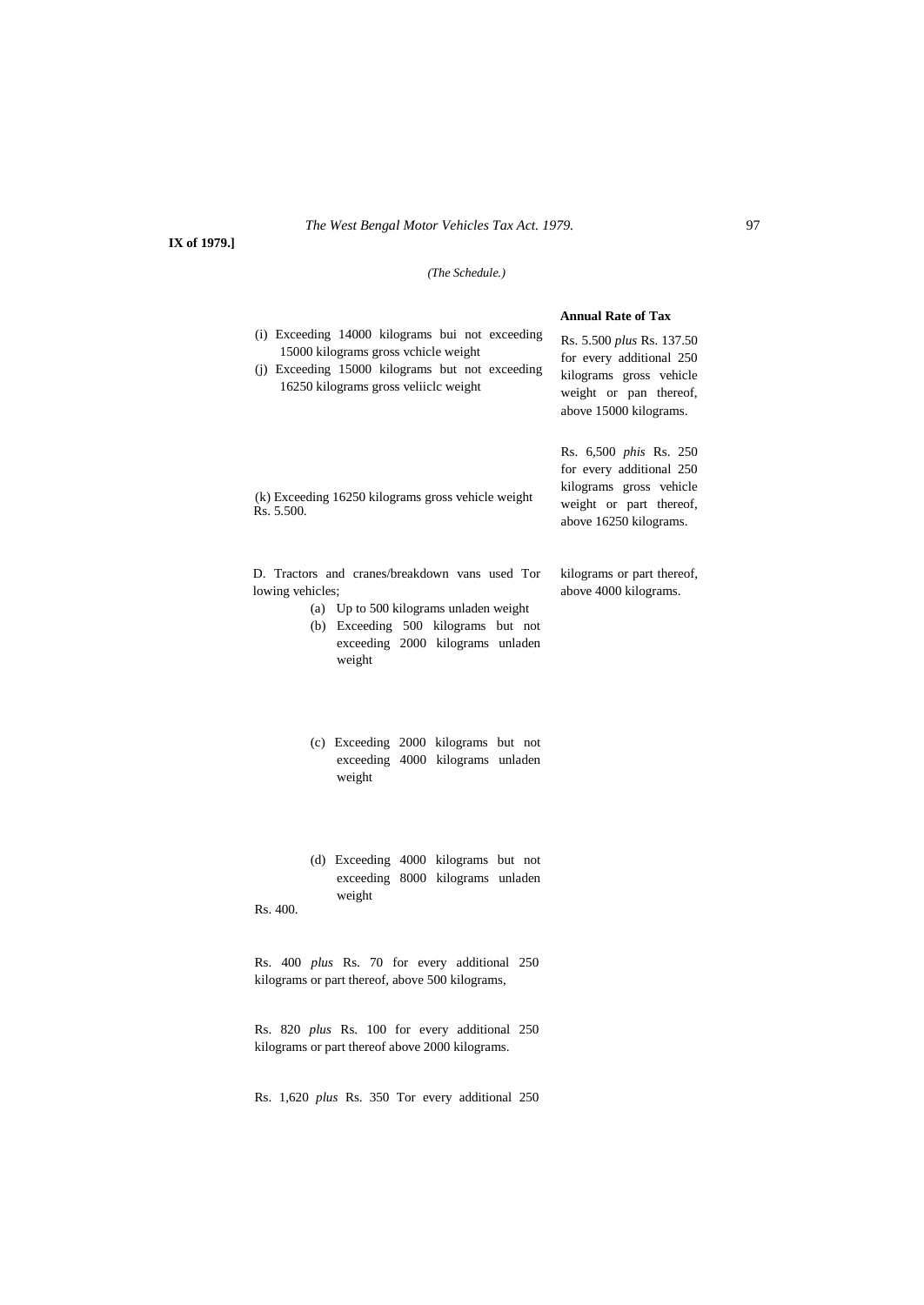*(The Schedule.)*

| | Annual Rate of Tax |
|---|---|
| (i) Exceeding 14000 kilograms bui not exceeding 15000 kilograms gross vchicle weight | Rs. 5.500 *plus* Rs. 137.50 for every additional 250 kilograms gross vehicle weight or pan thereof, above 15000 kilograms. |
| (j) Exceeding 15000 kilograms but not exceeding 16250 kilograms gross veliiclc weight | Rs. 6,500 *phis* Rs. 250 for every additional 250 kilograms gross vehicle weight or part thereof, above 16250 kilograms. |
| (k) Exceeding 16250 kilograms gross vehicle weight | Rs. 5.500. |
| D. Tractors and cranes/breakdown vans used Tor lowing vehicles; | |
| (a) Up to 500 kilograms unladen weight | Rs. 400. |
| (b) Exceeding 500 kilograms but not exceeding 2000 kilograms unladen weight | Rs. 400 *plus* Rs. 70 for every additional 250 kilograms or part thereof, above 500 kilograms, |
| (c) Exceeding 2000 kilograms but not exceeding 4000 kilograms unladen weight | Rs. 820 *plus* Rs. 100 for every additional 250 kilograms or part thereof above 2000 kilograms. |
| (d) Exceeding 4000 kilograms but not exceeding 8000 kilograms unladen weight | Rs. 1,620 *plus* Rs. 350 Tor every additional 250 kilograms or part thereof, above 4000 kilograms. |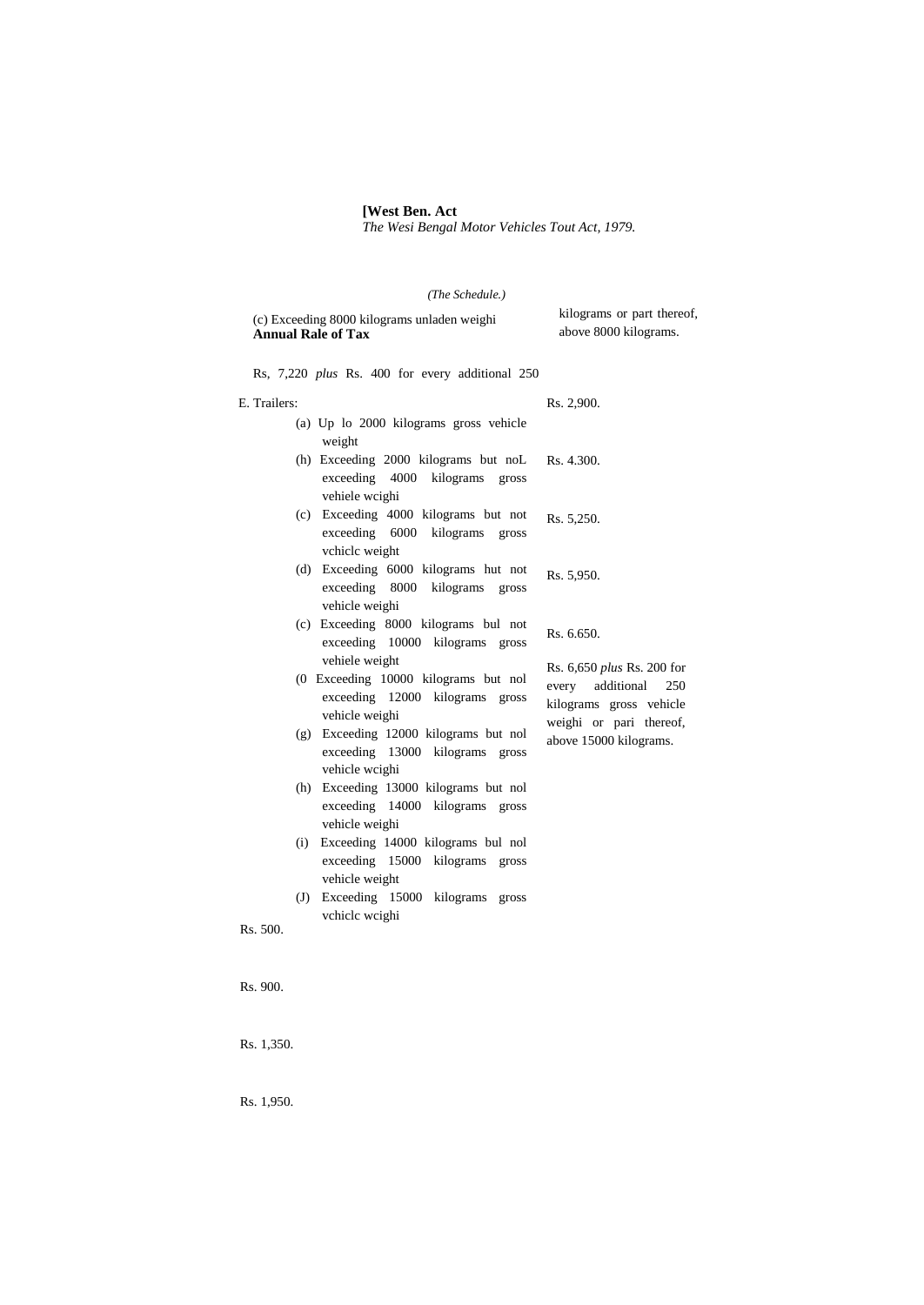| | Annual Rale of Tax |
|---|---|
| (c) Exceeding 8000 kilograms unladen weighi | Rs, 7,220 *plus* Rs. 400 for every additional 250 kilograms or part thereof, above 8000 kilograms. |
| E. Trailers: | |
| (a) Up lo 2000 kilograms gross vehicle weight | Rs. 500. |
| (h) Exceeding 2000 kilograms but noL exceeding 4000 kilograms gross vehiele wcighi | Rs. 900. |
| (c) Exceeding 4000 kilograms but not exceeding 6000 kilograms gross vchiclc weight | Rs. 1,350. |
| (d) Exceeding 6000 kilograms hut not exceeding 8000 kilograms gross vehicle weighi | Rs. 1,950. |
| (c) Exceeding 8000 kilograms bul not exceeding 10000 kilograms gross vehiele weight | Rs. 2,900. |
| (0 Exceeding 10000 kilograms but nol exceeding 12000 kilograms gross vehicle weighi | Rs. 4.300. |
| (g) Exceeding 12000 kilograms but nol exceeding 13000 kilograms gross vehicle wcighi | Rs. 5,250. |
| (h) Exceeding 13000 kilograms but nol exceeding 14000 kilograms gross vehicle weighi | Rs. 5,950. |
| (i) Exceeding 14000 kilograms bul nol exceeding 15000 kilograms gross vehicle weight | Rs. 6.650. |
| (J) Exceeding 15000 kilograms gross vchiclc wcighi | Rs. 6,650 *plus* Rs. 200 for every additional 250 kilograms gross vehicle weighi or pari thereof, above 15000 kilograms. |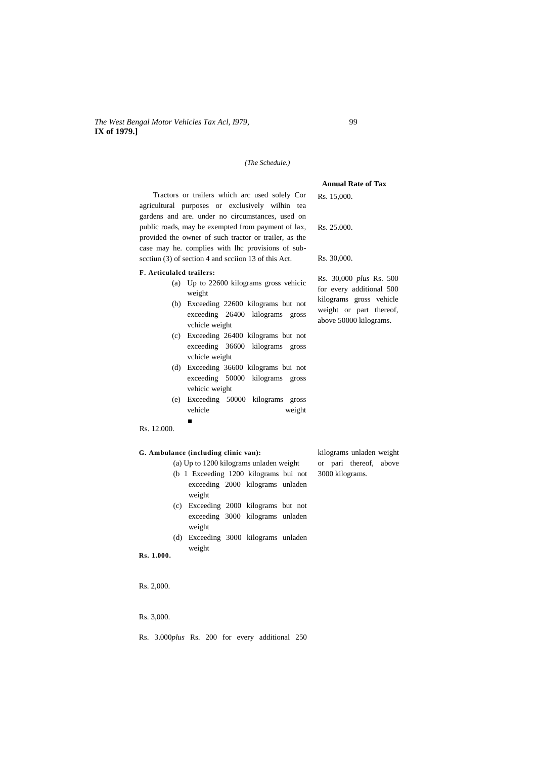*(The Schedule.)*

Tractors or trailers which arc used solely Cor agricultural purposes or exclusively wilhin tea gardens and are. under no circumstances, used on public roads, may be exempted from payment of lax, provided the owner of such tractor or trailer, as the case may he. complies with lhc provisions of sub-scctiun (3) of section 4 and scciion 13 of this Act.

**F. Articulalcd trailers:**

| | Annual Rate of Tax |
|---|---|
| (a) Up to 22600 kilograms gross vehicic weight | Rs. 12.000. |
| (b) Exceeding 22600 kilograms but not exceeding 26400 kilograms gross vchicle weight | Rs. 15,000. |
| (c) Exceeding 26400 kilograms but not exceeding 36600 kilograms gross vchicle weight | Rs. 25.000. |
| (d) Exceeding 36600 kilograms bui not exceeding 50000 kilograms gross vehicic weight | Rs. 30,000. |
| (e) Exceeding 50000 kilograms gross vehicle weight | Rs. 30,000 *plus* Rs. 500 for every additional 500 kilograms gross vehicle weight or part thereof, above 50000 kilograms. |

**G. Ambulance (including clinic van):**

| | Annual Rate of Tax |
|---|---|
| (a) Up to 1200 kilograms unladen weight | **Rs. 1.000.** |
| (b 1 Exceeding 1200 kilograms bui not exceeding 2000 kilograms unladen weight | Rs. 2,000. |
| (c) Exceeding 2000 kilograms but not exceeding 3000 kilograms unladen weight | Rs. 3,000. |
| (d) Exceeding 3000 kilograms unladen weight | Rs. 3.000*plus* Rs. 200 for every additional 250 kilograms unladen weight or pari thereof, above 3000 kilograms. |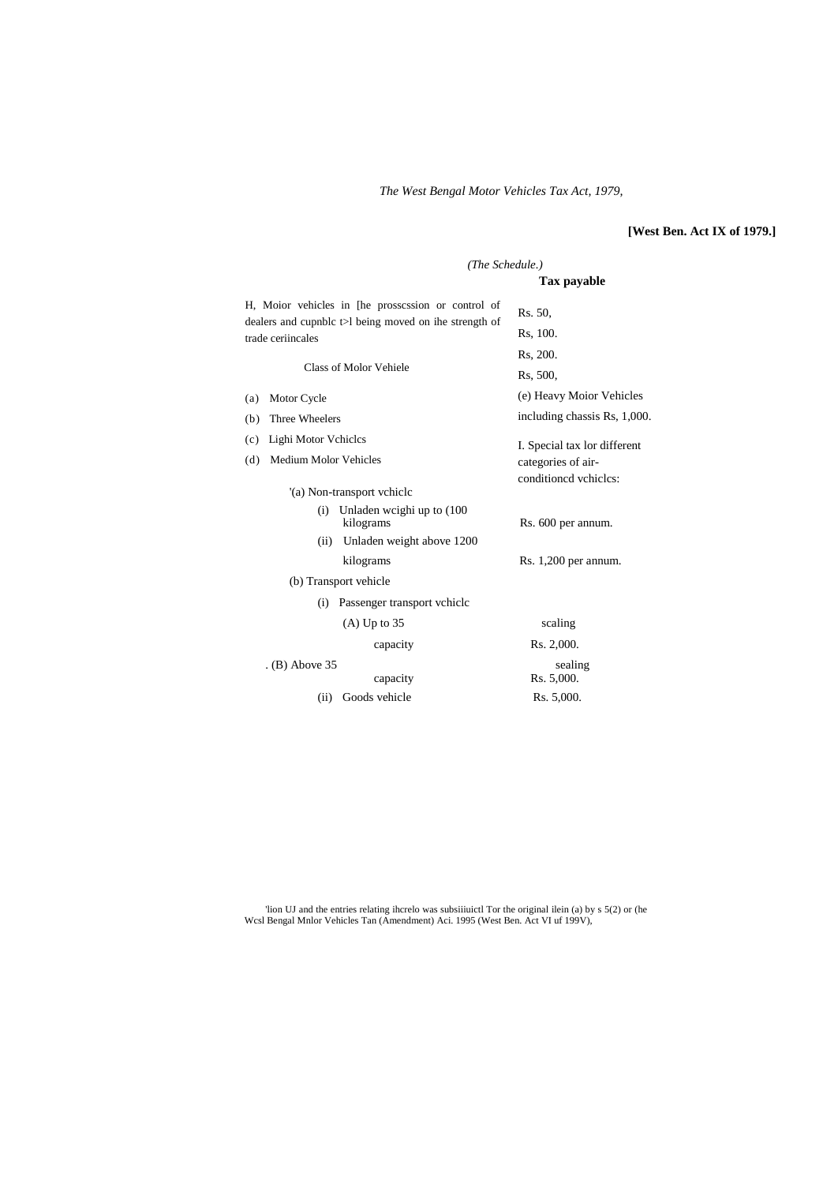*The West Bengal Motor Vehicles Tax Act, 1979,*

**[West Ben. Act IX of 1979.]**

*(The Schedule.)*

**Tax payable**

H, Moior vehicles in [he prosscssion or control of dealers and cupnblc t>l being moved on ihe strength of trade ceriincales

| Class of Molor Vehiele | |
|---|---|
| (a) Motor Cycle | Rs. 50, |
| (b) Three Wheelers | Rs, 100. |
| (c) Lighi Motor Vchiclcs | Rs, 200. |
| (d) Medium Molor Vehicles | Rs, 500, |
| (e) Heavy Moior Vehicles including chassis | Rs, 1,000. |

I. Special tax lor different categories of air-conditioncd vchiclcs:

| | |
|---|---|
| '(a) Non-transport vchiclc | |
| (i) Unladen wcighi up to (100 kilograms | Rs. 600 per annum. |
| (ii) Unladen weight above 1200 kilograms | Rs. 1,200 per annum. |
| (b) Transport vehicle | |
| (i) Passenger transport vchiclc | |
| (A) Up to 35 scaling capacity | Rs. 2,000. |
| (B) Above 35 sealing capacity | Rs. 5,000. |
| (ii) Goods vehicle | Rs. 5,000. |

'lion UJ and the entries relating ihcrelo was subsiiiuictl Tor the original ilein (a) by s 5(2) or (he Wcsl Bengal Mnlor Vehicles Tan (Amendment) Aci. 1995 (West Ben. Act VI uf 199V),